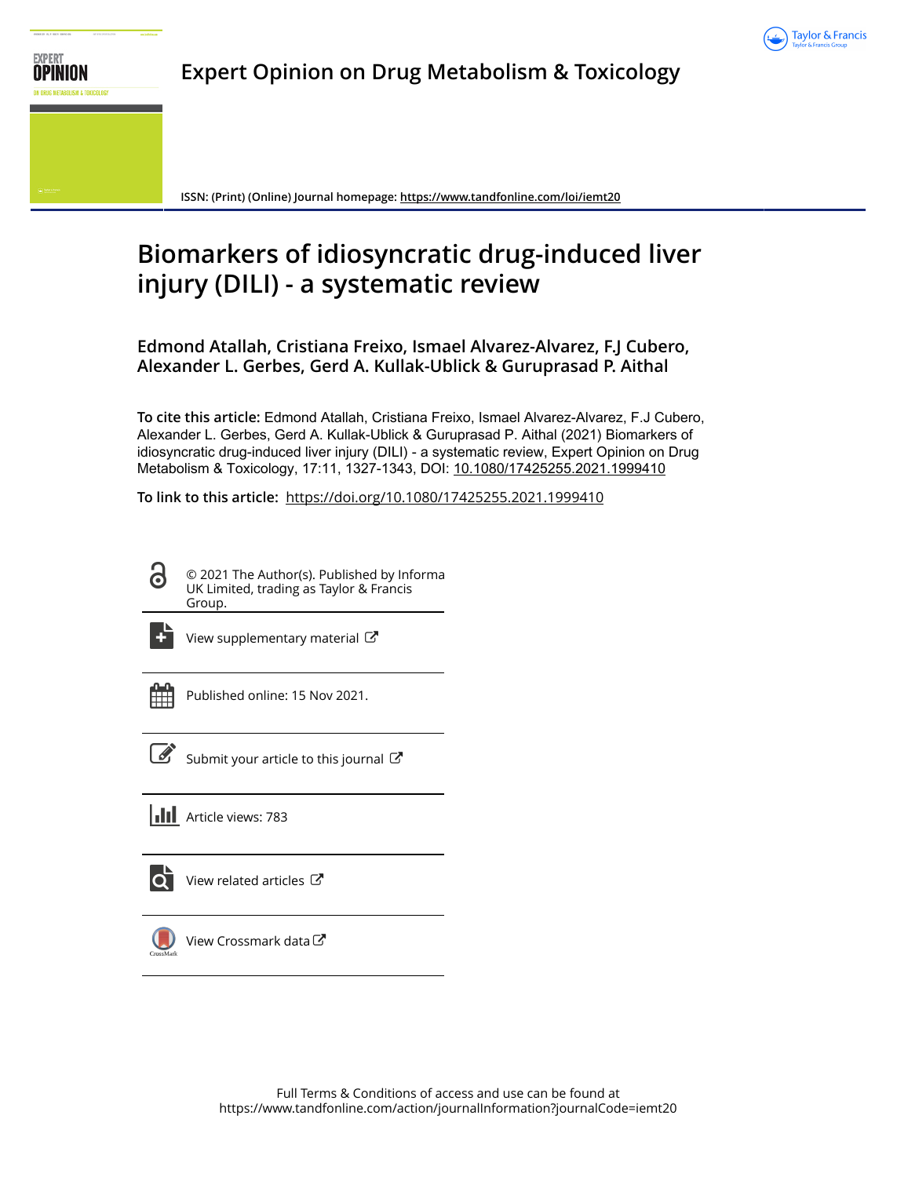# Expert Opinion on Drug Metabolism & Toxicology

ISSN: (Print) (Online) Journal homepage: https://www.tandfonline.com/loi/iemt20

# Biomarkers of idiosyncratic drug-induced liver injury (DILI) - a systematic review

**Edmond Atallah, Cristiana Freixo, Ismael Alvarez-Alvarez, F.J Cubero, Alexander L. Gerbes, Gerd A. Kullak-Ublick & Guruprasad P. Aithal**

**To cite this article:** Edmond Atallah, Cristiana Freixo, Ismael Alvarez-Alvarez, F.J Cubero, Alexander L. Gerbes, Gerd A. Kullak-Ublick & Guruprasad P. Aithal (2021) Biomarkers of idiosyncratic drug-induced liver injury (DILI) - a systematic review, Expert Opinion on Drug Metabolism & Toxicology, 17:11, 1327-1343, DOI: 10.1080/17425255.2021.1999410

**To link to this article:** https://doi.org/10.1080/17425255.2021.1999410

© 2021 The Author(s). Published by Informa UK Limited, trading as Taylor & Francis Group.

View supplementary material

Published online: 15 Nov 2021.

Submit your article to this journal

Article views: 783

View related articles

View Crossmark data

Full Terms & Conditions of access and use can be found at https://www.tandfonline.com/action/journalInformation?journalCode=iemt20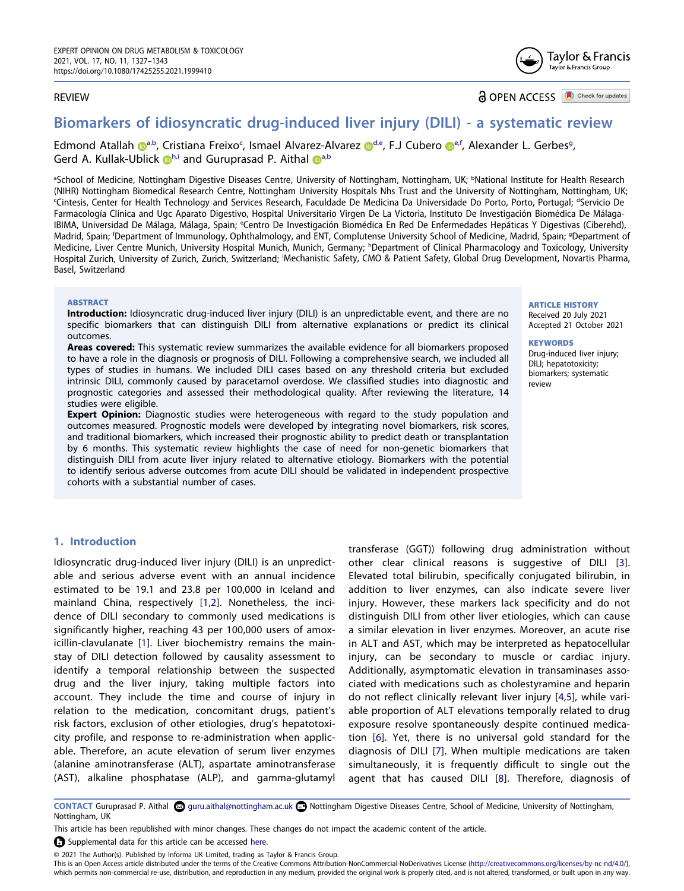# Biomarkers of idiosyncratic drug-induced liver injury (DILI) - a systematic review

Edmond Atallah[a,b], Cristiana Freixo[c], Ismael Alvarez-Alvarez[d,e], F.J Cubero[e,f], Alexander L. Gerbes[g], Gerd A. Kullak-Ublick[h,i] and Guruprasad P. Aithal[a,b]

[a]School of Medicine, Nottingham Digestive Diseases Centre, University of Nottingham, Nottingham, UK; [b]National Institute for Health Research (NIHR) Nottingham Biomedical Research Centre, Nottingham University Hospitals Nhs Trust and the University of Nottingham, Nottingham, UK; [c]Cintesis, Center for Health Technology and Services Research, Faculdade De Medicina Da Universidade Do Porto, Porto, Portugal; [d]Servicio De Farmacología Clínica and Ugc Aparato Digestivo, Hospital Universitario Virgen De La Victoria, Instituto De Investigación Biomédica De Málaga-IBIMA, Universidad De Málaga, Málaga, Spain; [e]Centro De Investigación Biomédica En Red De Enfermedades Hepáticas Y Digestivas (Ciberehd), Madrid, Spain; [f]Department of Immunology, Ophthalmology, and ENT, Complutense University School of Medicine, Madrid, Spain; [g]Department of Medicine, Liver Centre Munich, University Hospital Munich, Munich, Germany; [h]Department of Clinical Pharmacology and Toxicology, University Hospital Zurich, University of Zurich, Zurich, Switzerland; [i]Mechanistic Safety, CMO & Patient Safety, Global Drug Development, Novartis Pharma, Basel, Switzerland

REVIEW

OPEN ACCESS

## ABSTRACT

**Introduction:** Idiosyncratic drug-induced liver injury (DILI) is an unpredictable event, and there are no specific biomarkers that can distinguish DILI from alternative explanations or predict its clinical outcomes.

**Areas covered:** This systematic review summarizes the available evidence for all biomarkers proposed to have a role in the diagnosis or prognosis of DILI. Following a comprehensive search, we included all types of studies in humans. We included DILI cases based on any threshold criteria but excluded intrinsic DILI, commonly caused by paracetamol overdose. We classified studies into diagnostic and prognostic categories and assessed their methodological quality. After reviewing the literature, 14 studies were eligible.

**Expert Opinion:** Diagnostic studies were heterogeneous with regard to the study population and outcomes measured. Prognostic models were developed by integrating novel biomarkers, risk scores, and traditional biomarkers, which increased their prognostic ability to predict death or transplantation by 6 months. This systematic review highlights the case of need for non-genetic biomarkers that distinguish DILI from acute liver injury related to alternative etiology. Biomarkers with the potential to identify serious adverse outcomes from acute DILI should be validated in independent prospective cohorts with a substantial number of cases.

**ARTICLE HISTORY**
Received 20 July 2021
Accepted 21 October 2021

**KEYWORDS**
Drug-induced liver injury; DILI; hepatotoxicity; biomarkers; systematic review

## 1. Introduction

Idiosyncratic drug-induced liver injury (DILI) is an unpredictable and serious adverse event with an annual incidence estimated to be 19.1 and 23.8 per 100,000 in Iceland and mainland China, respectively [1,2]. Nonetheless, the incidence of DILI secondary to commonly used medications is significantly higher, reaching 43 per 100,000 users of amoxicillin-clavulanate [1]. Liver biochemistry remains the mainstay of DILI detection followed by causality assessment to identify a temporal relationship between the suspected drug and the liver injury, taking multiple factors into account. They include the time and course of injury in relation to the medication, concomitant drugs, patient's risk factors, exclusion of other etiologies, drug's hepatotoxicity profile, and response to re-administration when applicable. Therefore, an acute elevation of serum liver enzymes (alanine aminotransferase (ALT), aspartate aminotransferase (AST), alkaline phosphatase (ALP), and gamma-glutamyl transferase (GGT)) following drug administration without other clear clinical reasons is suggestive of DILI [3]. Elevated total bilirubin, specifically conjugated bilirubin, in addition to liver enzymes, can also indicate severe liver injury. However, these markers lack specificity and do not distinguish DILI from other liver etiologies, which can cause a similar elevation in liver enzymes. Moreover, an acute rise in ALT and AST, which may be interpreted as hepatocellular injury, can be secondary to muscle or cardiac injury. Additionally, asymptomatic elevation in transaminases associated with medications such as cholestyramine and heparin do not reflect clinically relevant liver injury [4,5], while variable proportion of ALT elevations temporally related to drug exposure resolve spontaneously despite continued medication [6]. Yet, there is no universal gold standard for the diagnosis of DILI [7]. When multiple medications are taken simultaneously, it is frequently difficult to single out the agent that has caused DILI [8]. Therefore, diagnosis of

**CONTACT** Guruprasad P. Aithal guru.aithal@nottingham.ac.uk Nottingham Digestive Diseases Centre, School of Medicine, University of Nottingham, Nottingham, UK

This article has been republished with minor changes. These changes do not impact the academic content of the article.

Supplemental data for this article can be accessed here.

© 2021 The Author(s). Published by Informa UK Limited, trading as Taylor & Francis Group.
This is an Open Access article distributed under the terms of the Creative Commons Attribution-NonCommercial-NoDerivatives License (http://creativecommons.org/licenses/by-nc-nd/4.0/), which permits non-commercial re-use, distribution, and reproduction in any medium, provided the original work is properly cited, and is not altered, transformed, or built upon in any way.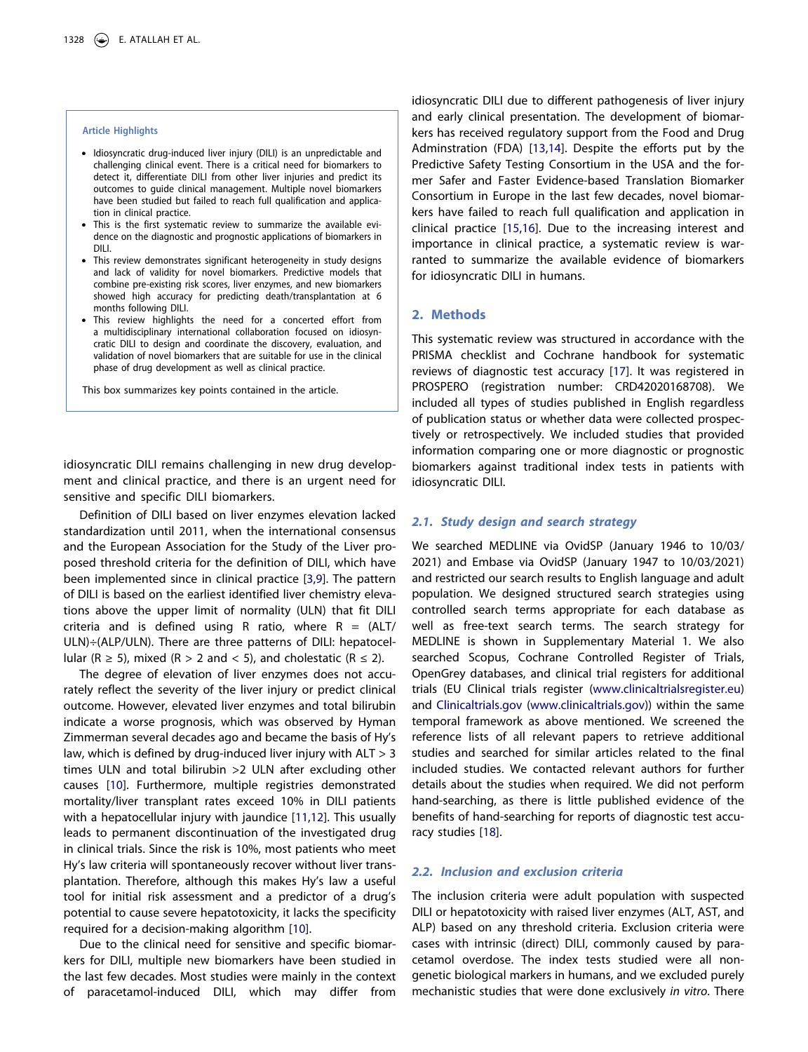> **Article Highlights**
>
> - Idiosyncratic drug-induced liver injury (DILI) is an unpredictable and challenging clinical event. There is a critical need for biomarkers to detect it, differentiate DILI from other liver injuries and predict its outcomes to guide clinical management. Multiple novel biomarkers have been studied but failed to reach full qualification and application in clinical practice.
> - This is the first systematic review to summarize the available evidence on the diagnostic and prognostic applications of biomarkers in DILI.
> - This review demonstrates significant heterogeneity in study designs and lack of validity for novel biomarkers. Predictive models that combine pre-existing risk scores, liver enzymes, and new biomarkers showed high accuracy for predicting death/transplantation at 6 months following DILI.
> - This review highlights the need for a concerted effort from a multidisciplinary international collaboration focused on idiosyncratic DILI to design and coordinate the discovery, evaluation, and validation of novel biomarkers that are suitable for use in the clinical phase of drug development as well as clinical practice.
>
> This box summarizes key points contained in the article.

idiosyncratic DILI remains challenging in new drug development and clinical practice, and there is an urgent need for sensitive and specific DILI biomarkers.

Definition of DILI based on liver enzymes elevation lacked standardization until 2011, when the international consensus and the European Association for the Study of the Liver proposed threshold criteria for the definition of DILI, which have been implemented since in clinical practice [3,9]. The pattern of DILI is based on the earliest identified liver chemistry elevations above the upper limit of normality (ULN) that fit DILI criteria and is defined using R ratio, where R = (ALT/ULN)÷(ALP/ULN). There are three patterns of DILI: hepatocellular (R ≥ 5), mixed (R > 2 and < 5), and cholestatic (R ≤ 2).

The degree of elevation of liver enzymes does not accurately reflect the severity of the liver injury or predict clinical outcome. However, elevated liver enzymes and total bilirubin indicate a worse prognosis, which was observed by Hyman Zimmerman several decades ago and became the basis of Hy's law, which is defined by drug-induced liver injury with ALT > 3 times ULN and total bilirubin >2 ULN after excluding other causes [10]. Furthermore, multiple registries demonstrated mortality/liver transplant rates exceed 10% in DILI patients with a hepatocellular injury with jaundice [11,12]. This usually leads to permanent discontinuation of the investigated drug in clinical trials. Since the risk is 10%, most patients who meet Hy's law criteria will spontaneously recover without liver transplantation. Therefore, although this makes Hy's law a useful tool for initial risk assessment and a predictor of a drug's potential to cause severe hepatotoxicity, it lacks the specificity required for a decision-making algorithm [10].

Due to the clinical need for sensitive and specific biomarkers for DILI, multiple new biomarkers have been studied in the last few decades. Most studies were mainly in the context of paracetamol-induced DILI, which may differ from idiosyncratic DILI due to different pathogenesis of liver injury and early clinical presentation. The development of biomarkers has received regulatory support from the Food and Drug Adminstration (FDA) [13,14]. Despite the efforts put by the Predictive Safety Testing Consortium in the USA and the former Safer and Faster Evidence-based Translation Biomarker Consortium in Europe in the last few decades, novel biomarkers have failed to reach full qualification and application in clinical practice [15,16]. Due to the increasing interest and importance in clinical practice, a systematic review is warranted to summarize the available evidence of biomarkers for idiosyncratic DILI in humans.

## 2. Methods

This systematic review was structured in accordance with the PRISMA checklist and Cochrane handbook for systematic reviews of diagnostic test accuracy [17]. It was registered in PROSPERO (registration number: CRD42020168708). We included all types of studies published in English regardless of publication status or whether data were collected prospectively or retrospectively. We included studies that provided information comparing one or more diagnostic or prognostic biomarkers against traditional index tests in patients with idiosyncratic DILI.

### 2.1. Study design and search strategy

We searched MEDLINE via OvidSP (January 1946 to 10/03/2021) and Embase via OvidSP (January 1947 to 10/03/2021) and restricted our search results to English language and adult population. We designed structured search strategies using controlled search terms appropriate for each database as well as free-text search terms. The search strategy for MEDLINE is shown in Supplementary Material 1. We also searched Scopus, Cochrane Controlled Register of Trials, OpenGrey databases, and clinical trial registers for additional trials (EU Clinical trials register (www.clinicaltrialsregister.eu) and Clinicaltrials.gov (www.clinicaltrials.gov)) within the same temporal framework as above mentioned. We screened the reference lists of all relevant papers to retrieve additional studies and searched for similar articles related to the final included studies. We contacted relevant authors for further details about the studies when required. We did not perform hand-searching, as there is little published evidence of the benefits of hand-searching for reports of diagnostic test accuracy studies [18].

### 2.2. Inclusion and exclusion criteria

The inclusion criteria were adult population with suspected DILI or hepatotoxicity with raised liver enzymes (ALT, AST, and ALP) based on any threshold criteria. Exclusion criteria were cases with intrinsic (direct) DILI, commonly caused by paracetamol overdose. The index tests studied were all non-genetic biological markers in humans, and we excluded purely mechanistic studies that were done exclusively *in vitro*. There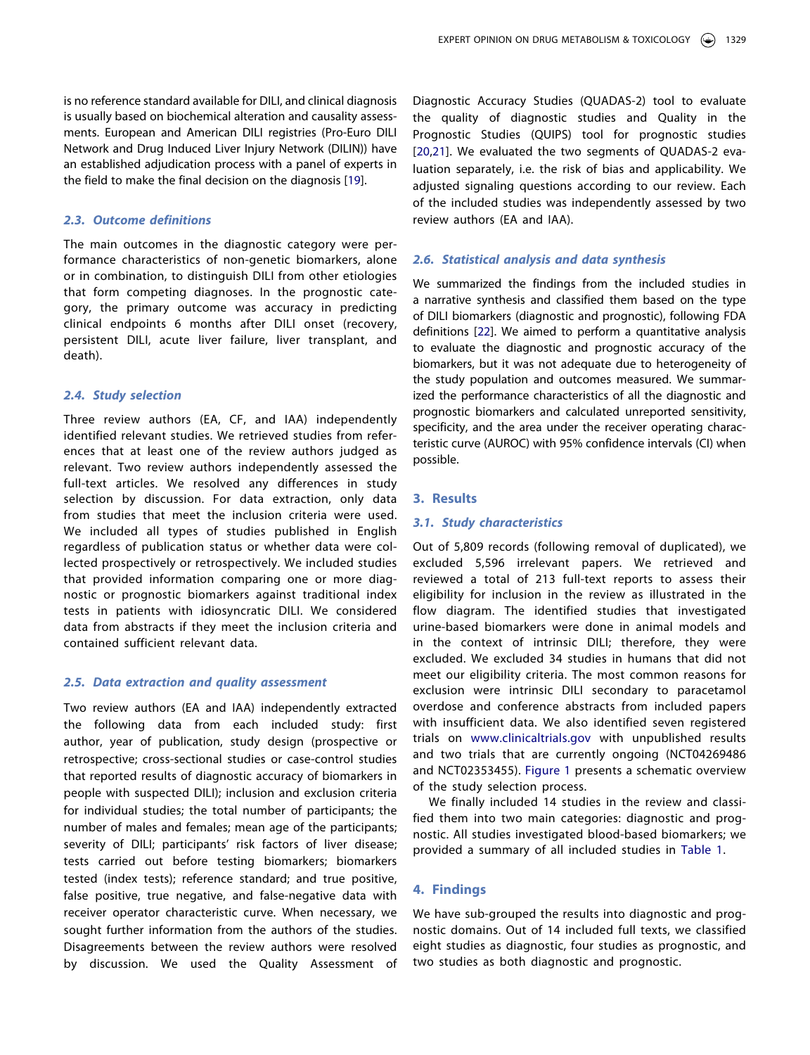is no reference standard available for DILI, and clinical diagnosis is usually based on biochemical alteration and causality assessments. European and American DILI registries (Pro-Euro DILI Network and Drug Induced Liver Injury Network (DILIN)) have an established adjudication process with a panel of experts in the field to make the final decision on the diagnosis [19].

### 2.3. Outcome definitions

The main outcomes in the diagnostic category were performance characteristics of non-genetic biomarkers, alone or in combination, to distinguish DILI from other etiologies that form competing diagnoses. In the prognostic category, the primary outcome was accuracy in predicting clinical endpoints 6 months after DILI onset (recovery, persistent DILI, acute liver failure, liver transplant, and death).

### 2.4. Study selection

Three review authors (EA, CF, and IAA) independently identified relevant studies. We retrieved studies from references that at least one of the review authors judged as relevant. Two review authors independently assessed the full-text articles. We resolved any differences in study selection by discussion. For data extraction, only data from studies that meet the inclusion criteria were used. We included all types of studies published in English regardless of publication status or whether data were collected prospectively or retrospectively. We included studies that provided information comparing one or more diagnostic or prognostic biomarkers against traditional index tests in patients with idiosyncratic DILI. We considered data from abstracts if they meet the inclusion criteria and contained sufficient relevant data.

### 2.5. Data extraction and quality assessment

Two review authors (EA and IAA) independently extracted the following data from each included study: first author, year of publication, study design (prospective or retrospective; cross-sectional studies or case-control studies that reported results of diagnostic accuracy of biomarkers in people with suspected DILI); inclusion and exclusion criteria for individual studies; the total number of participants; the number of males and females; mean age of the participants; severity of DILI; participants' risk factors of liver disease; tests carried out before testing biomarkers; biomarkers tested (index tests); reference standard; and true positive, false positive, true negative, and false-negative data with receiver operator characteristic curve. When necessary, we sought further information from the authors of the studies. Disagreements between the review authors were resolved by discussion. We used the Quality Assessment of Diagnostic Accuracy Studies (QUADAS-2) tool to evaluate the quality of diagnostic studies and Quality in the Prognostic Studies (QUIPS) tool for prognostic studies [20,21]. We evaluated the two segments of QUADAS-2 evaluation separately, i.e. the risk of bias and applicability. We adjusted signaling questions according to our review. Each of the included studies was independently assessed by two review authors (EA and IAA).

### 2.6. Statistical analysis and data synthesis

We summarized the findings from the included studies in a narrative synthesis and classified them based on the type of DILI biomarkers (diagnostic and prognostic), following FDA definitions [22]. We aimed to perform a quantitative analysis to evaluate the diagnostic and prognostic accuracy of the biomarkers, but it was not adequate due to heterogeneity of the study population and outcomes measured. We summarized the performance characteristics of all the diagnostic and prognostic biomarkers and calculated unreported sensitivity, specificity, and the area under the receiver operating characteristic curve (AUROC) with 95% confidence intervals (CI) when possible.

## 3. Results

### 3.1. Study characteristics

Out of 5,809 records (following removal of duplicated), we excluded 5,596 irrelevant papers. We retrieved and reviewed a total of 213 full-text reports to assess their eligibility for inclusion in the review as illustrated in the flow diagram. The identified studies that investigated urine-based biomarkers were done in animal models and in the context of intrinsic DILI; therefore, they were excluded. We excluded 34 studies in humans that did not meet our eligibility criteria. The most common reasons for exclusion were intrinsic DILI secondary to paracetamol overdose and conference abstracts from included papers with insufficient data. We also identified seven registered trials on www.clinicaltrials.gov with unpublished results and two trials that are currently ongoing (NCT04269486 and NCT02353455). Figure 1 presents a schematic overview of the study selection process.

We finally included 14 studies in the review and classified them into two main categories: diagnostic and prognostic. All studies investigated blood-based biomarkers; we provided a summary of all included studies in Table 1.

## 4. Findings

We have sub-grouped the results into diagnostic and prognostic domains. Out of 14 included full texts, we classified eight studies as diagnostic, four studies as prognostic, and two studies as both diagnostic and prognostic.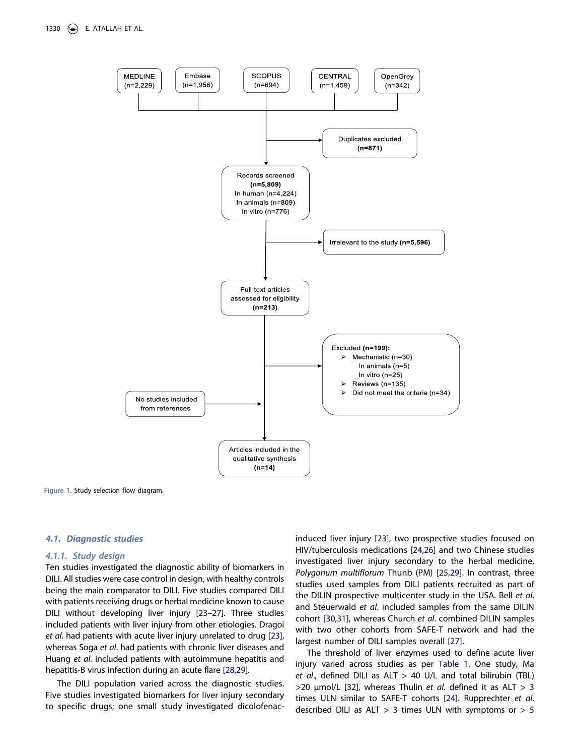MEDLINE (n=2,229)

Embase (n=1,956)

SCOPUS (n=694)

CENTRAL (n=1,459)

OpenGrey (n=342)

Duplicates excluded **(n=871)**

Records screened **(n=5,809)**
In human (n=4,224)
In animals (n=809)
In vitro (n=776)

Irrelevant to the study **(n=5,596)**

Full-text articles assessed for eligibility **(n=213)**

Excluded **(n=199):**
- Mechanistic (n=30)
  - In animals (n=5)
  - In vitro (n=25)
- Reviews (n=135)
- Did not meet the criteria (n=34)

No studies included from references

Articles included in the qualitative synthesis **(n=14)**

Figure 1. Study selection flow diagram.

### 4.1. Diagnostic studies

#### 4.1.1. Study design

Ten studies investigated the diagnostic ability of biomarkers in DILI. All studies were case control in design, with healthy controls being the main comparator to DILI. Five studies compared DILI with patients receiving drugs or herbal medicine known to cause DILI without developing liver injury [23–27]. Three studies included patients with liver injury from other etiologies. Dragoi *et al*. had patients with acute liver injury unrelated to drug [23], whereas Soga *et al*. had patients with chronic liver diseases and Huang *et al*. included patients with autoimmune hepatitis and hepatitis-B virus infection during an acute flare [28,29].

The DILI population varied across the diagnostic studies. Five studies investigated biomarkers for liver injury secondary to specific drugs; one small study investigated dicolofenac-induced liver injury [23], two prospective studies focused on HIV/tuberculosis medications [24,26] and two Chinese studies investigated liver injury secondary to the herbal medicine, *Polygonum multiflorum* Thunb (PM) [25,29]. In contrast, three studies used samples from DILI patients recruited as part of the DILIN prospective multicenter study in the USA. Bell *et al*. and Steuerwald *et al*. included samples from the same DILIN cohort [30,31], whereas Church *et al*. combined DILIN samples with two other cohorts from SAFE-T network and had the largest number of DILI samples overall [27].

The threshold of liver enzymes used to define acute liver injury varied across studies as per Table 1. One study, Ma *et al*., defined DILI as ALT > 40 U/L and total bilirubin (TBL) >20 µmol/L [32], whereas Thulin *et al*. defined it as ALT > 3 times ULN similar to SAFE-T cohorts [24]. Rupprechter *et al*. described DILI as ALT > 3 times ULN with symptoms or > 5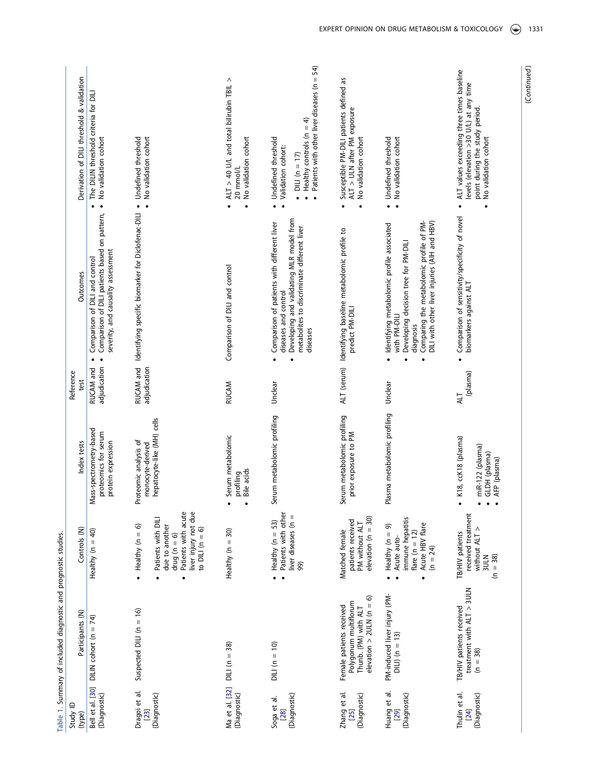Table 1. Summary of included diagnostic and prognostic studies.

| Study ID (type) | Participants (N) | Controls (N) | Index tests | Reference test | Outcomes | Derivation of DILI threshold & validation |
|---|---|---|---|---|---|---|
| Bell et al. [30] (Diagnostic) | DILIN cohort (n = 74) | Healthy (n = 40) | Mass-spectrometry-based proteomics for serum protein expression | RUCAM and adjudication | • Comparison of DILI and control<br>• Comparison of DILI patients based on pattern, severity, and causality assessment | • The DILIN threshold criteria for DILI<br>• No validation cohort |
| Dragoi et al. [23] (Diagnostic) | Suspected DILI (n = 16) | • Healthy (n = 6)<br>• Patients with DILI due to another drug (n = 6)<br>• Patients with acute liver injury not due to DILI (n = 6) | Proteomic analysis of monocyte-derived hepatocyte-like (MH) cells | RUCAM and adjudication | Identifying specific biomarker for Diclofenac-DILI | • Undefined threshold<br>• No validation cohort |
| Ma et al. [32] (Diagnostic) | DILI (n = 38) | Healthy (n = 30) | • Serum metabolomic profiling<br>• Bile acids | RUCAM | Comparison of DILI and control | • ALT > 40 U/L and total bilirubin TBIL > 20 mmol/L<br>• No validation cohort |
| Soga et al. [28] (Diagnostic) | DILI (n = 10) | • Healthy (n = 53)<br>• Patients with other liver diseases (n = 99) | Serum metabolomic profiling | Unclear | • Comparison of patients with different liver diseases and control<br>• Developing and validating MLR model from metabolites to discriminate different liver diseases | • Undefined threshold<br>• Validation cohort:<br>• DILI (n = 17)<br>• Healthy controls (n = 4)<br>• Patients with other liver diseases (n = 54) |
| Zhang et al. [25] (Diagnostic) | Female patients received Polygonum multiflorum Thunb. (PM) with ALT elevation > 2ULN (n = 6) | Matched female patients received PM without ALT elevation (n = 30) | Serum metabolomic profiling prior exposure to PM | ALT (serum) | Identifying baseline metabolomic profile to predict PM-DILI | • Susceptible PM-DILI patients defined as ALT > ULN after PM exposure<br>• No validation cohort |
| Huang et al. [29] (Diagnostic) | PM-induced liver injury (PM-DILI) (n = 13) | • Healthy (n = 9)<br>• Acute auto-immune hepatitis flare (n = 12)<br>• Acute HBV flare (n = 24) | Plasma metabolomic profiling | Unclear | • Identifying metabolomic profile associated with PM-DILI<br>• Developing decision tree for PM-DILI diagnosis<br>• Comparing the metabolomic profile of PM-DILI with other liver injuries (AIH and HBV) | • Undefined threshold<br>• No validation cohort |
| Thulin et al. [24] (Diagnostic) | TB/HIV patients received treatment with ALT > 3ULN (n = 38) | TB/HIV patients received treatment without ALT > 3ULN (n = 38) | • K18, ccK18 (plasma)<br>• miR-122 (plasma)<br>• GLDH (plasma)<br>• AFP (plasma) | ALT (plasma) | • Comparison of sensitivity/specificity of novel biomarkers against ALT | • ALT values exceeding three times baseline levels (elevation >30 U/L) at any time point during the study period.<br>• No validation cohort |

(Continued)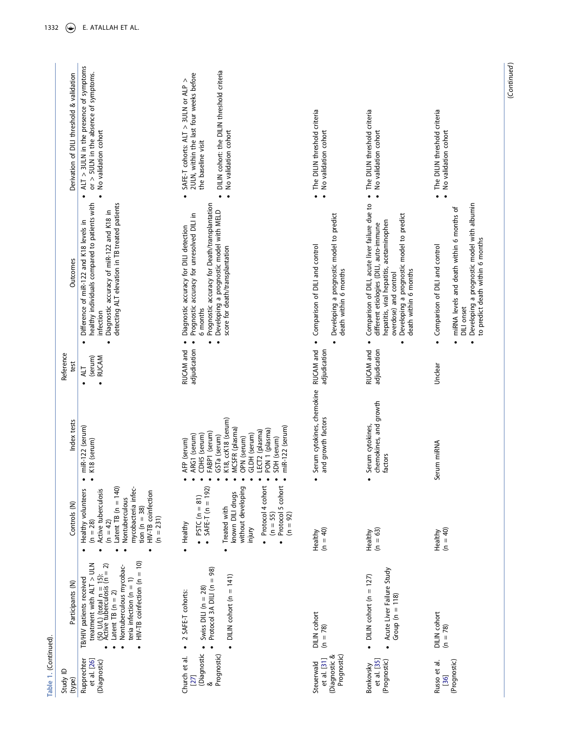Table 1. (Continued).

| Study ID (type) | Participants (N) | Controls (N) | Index tests | Reference test | Outcomes | Derivation of DILI threshold & validation |
|---|---|---|---|---|---|---|
| Ruprechter et al. [26] (Diagnostic) | TB/HIV patients received treatment with ALT > ULN (50 U/L) (total n = 15): • Active tuberculosis (n = 2) • Latent TB (n = 2) • Nontuberculous mycobacteria infection (n = 1) • HIV-TB coinfection (n = 10) | • Healthy volunteers (n = 28) • Active tuberculosis (n = 42) • Latent TB (n = 140) • Nontuberculous mycobacteria infection (n = 38) • HIV-TB coinfection (n = 231) | • miR-122 (serum) • K18 (serum) | • ALT (serum) • RUCAM | • Difference of miR-122 and K18 levels in healthy individuals compared to patients with infection • Diagnostic accuracy of miR-122 and K18 in detecting ALT elevation in TB treated patients | • ALT > 3ULN in the presence of symptoms or > 5ULN in the absence of symptoms. • No validation cohort |
| Church et al. [27] (Diagnostic & Prognostic) | • 2 SAFE-T cohorts: • Swiss DILI (n = 28) • Protocol 3A DILI (n = 98) • DILIN cohort (n = 141) | • Healthy • PSTC (n = 81) • SAFE-T (n = 192) • Treated with known DILI drugs without developing injury • Protocol 4 cohort (n = 55) • Protocol 5 cohort (n = 92) | • AFP (serum) • ARG1 (serum) • CDH5 (serum) • FABP1 (serum) • GSTa (serum) • K18, ccK18 (serum) • MCSFR (plasma) • OPN (serum) • GLDH (serum) • LECT2 (plasma) • PON 1 (plasma) • SDH (serum) • miR-122 (serum) | RUCAM and adjudication | • Diagnostic accuracy for DILI detection • Prognostic accuracy for unresolved DILI in 6 months • Prognostic accuracy for Death/transplantation • Developing a prognostic model with MELD score for death/transplantation | • SAFE-T cohorts: ALT > 3ULN or ALP > 2ULN, within the last four weeks before the baseline visit • DILIN cohort: the DILIN threshold criteria • No validation cohort |
| Steuerwald et al. [31] (Diagnostic & Prognostic) | DILIN cohort (n = 78) | Healthy (n = 40) | • Serum cytokines, chemokine and growth factors | RUCAM and adjudication | • Comparison of DILI and control • Developing a prognostic model to predict death within 6 months | • The DILIN threshold criteria • No validation cohort |
| Bonkovsky et al. [35] (Prognostic) | • DILIN cohort (n = 127) • Acute Liver Failure Study Group (n = 118) | Healthy (n = 63) | • Serum cytokines, chemokines, and growth factors | RUCAM and adjudication | • Comparison of DILI, acute liver failure due to different etiologies (DILI, auto-immune hepatitis, viral hepatitis, acetaminophen overdose) and control • Developing a prognostic model to predict death within 6 months | • The DILIN threshold criteria • No validation cohort |
| Russo et al. [36] (Prognostic) | DILIN cohort (n = 78) | Healthy (n = 40) | Serum miRNA | Unclear | • Comparison of DILI and control • miRNA levels and death within 6 months of DILI onset • Developing a prognostic model with albumin to predict death within 6 months | • The DILIN threshold criteria • No validation cohort |

(Continued)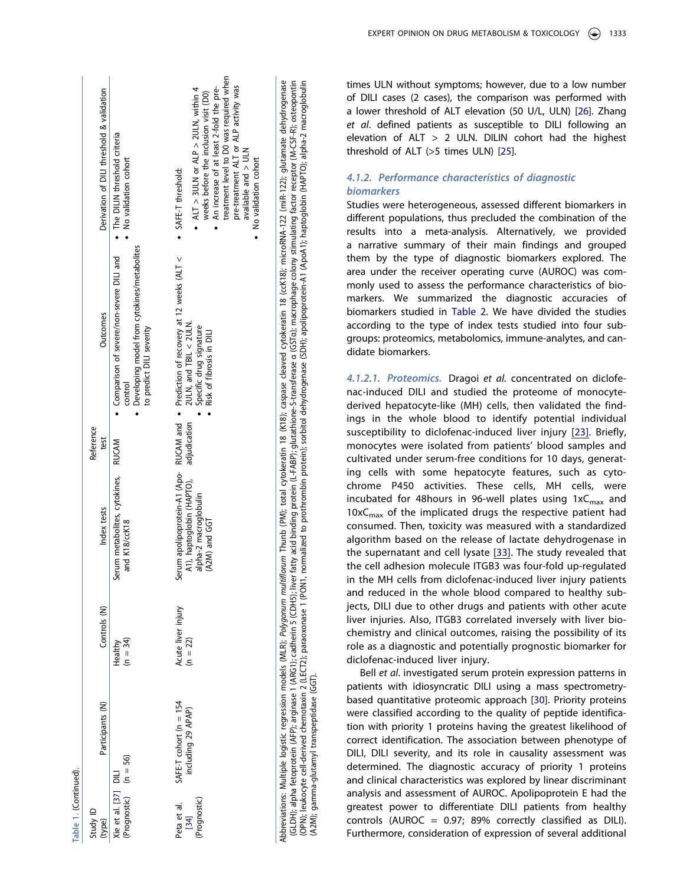Table 1. (Continued).

| Study ID (type) | Participants (N) | Controls (N) | Index tests | Reference test | Outcomes | Derivation of DILI threshold & validation |
|---|---|---|---|---|---|---|
| Xie et al. [37] (Prognostic) | DILI (n = 56) | Healthy (n = 34) | Serum metabolites, cytokines, and K18/ccK18 | RUCAM | • Comparison of severe/non-severe DILI and control<br>• Developing model from cytokines/metabolites to predict DILI severity | • The DILIN threshold criteria<br>• No validation cohort |
| Peta et al. [34] (Prognostic) | SAFE-T cohort (n = 154 including 29 APAP) | Acute liver injury (n = 22) | Serum apolipoprotein-A1 (Apo-A1), haptoglobin (HAPTO), alpha-2 macroglobulin (A2M) and GGT | RUCAM and adjudication | • Prediction of recovery at 12 weeks (ALT < 2ULN, and TBIL < 2ULN.<br>• Specific drug signature<br>• Risk of fibrosis in DILI | • SAFE-T threshold:<br>• ALT > 3ULN or ALP > 2ULN, within 4 weeks before the inclusion visit (D0)<br>• An increase of at least 2-fold the pre-treatment level to D0 was required when pre-treatment ALT or ALP activity was available and > ULN<br>• No validation cohort |

Abbreviations: Multiple logistic regression models (MLR); *Polygonum multiflorum* Thunb (PM); total cytokeratin 18 (K18); caspase cleaved cytokeratin 18 (ccK18); microRNA-122 (miR-122); glutamate dehydrogenase (GLDH); alpha fetoprotein (AFP); arginase 1 (ARG1); cadherin 5 (CDH5); liver fatty acid binding protein (L-FABP); glutathione-S-transferase α (GSTα); macrophage colony stimulating factor receptor (M-CSF-R); osteopontin (OPN); leukocyte cell-derived chemotaxin 2 (LECT2); paraoxonase 1 (PON1, normalized to prothrombin protein); sorbitol dehydrogenase (SDH); apolipoprotein-A1 (ApoA1); haptoglobin (HAPTO); alpha-2 macroglobulin (A2M); gamma-glutamyl transpeptidase (GGT).

times ULN without symptoms; however, due to a low number of DILI cases (2 cases), the comparison was performed with a lower threshold of ALT elevation (50 U/L, ULN) [26]. Zhang *et al*. defined patients as susceptible to DILI following an elevation of ALT > 2 ULN. DILIN cohort had the highest threshold of ALT (>5 times ULN) [25].

#### 4.1.2. Performance characteristics of diagnostic biomarkers

Studies were heterogeneous, assessed different biomarkers in different populations, thus precluded the combination of the results into a meta-analysis. Alternatively, we provided a narrative summary of their main findings and grouped them by the type of diagnostic biomarkers explored. The area under the receiver operating curve (AUROC) was commonly used to assess the performance characteristics of biomarkers. We summarized the diagnostic accuracies of biomarkers studied in Table 2. We have divided the studies according to the type of index tests studied into four subgroups: proteomics, metabolomics, immune-analytes, and candidate biomarkers.

*4.1.2.1. Proteomics.* Dragoi *et al.* concentrated on diclofenac-induced DILI and studied the proteome of monocyte-derived hepatocyte-like (MH) cells, then validated the findings in the whole blood to identify potential individual susceptibility to diclofenac-induced liver injury [23]. Briefly, monocytes were isolated from patients' blood samples and cultivated under serum-free conditions for 10 days, generating cells with some hepatocyte features, such as cytochrome P450 activities. These cells, MH cells, were incubated for 48hours in 96-well plates using 1x$C_{max}$ and 10x$C_{max}$ of the implicated drugs the respective patient had consumed. Then, toxicity was measured with a standardized algorithm based on the release of lactate dehydrogenase in the supernatant and cell lysate [33]. The study revealed that the cell adhesion molecule ITGB3 was four-fold up-regulated in the MH cells from diclofenac-induced liver injury patients and reduced in the whole blood compared to healthy subjects, DILI due to other drugs and patients with other acute liver injuries. Also, ITGB3 correlated inversely with liver biochemistry and clinical outcomes, raising the possibility of its role as a diagnostic and potentially prognostic biomarker for diclofenac-induced liver injury.

Bell *et al*. investigated serum protein expression patterns in patients with idiosyncratic DILI using a mass spectrometry-based quantitative proteomic approach [30]. Priority proteins were classified according to the quality of peptide identification with priority 1 proteins having the greatest likelihood of correct identification. The association between phenotype of DILI, DILI severity, and its role in causality assessment was determined. The diagnostic accuracy of priority 1 proteins and clinical characteristics was explored by linear discriminant analysis and assessment of AUROC. Apolipoprotein E had the greatest power to differentiate DILI patients from healthy controls (AUROC = 0.97; 89% correctly classified as DILI). Furthermore, consideration of expression of several additional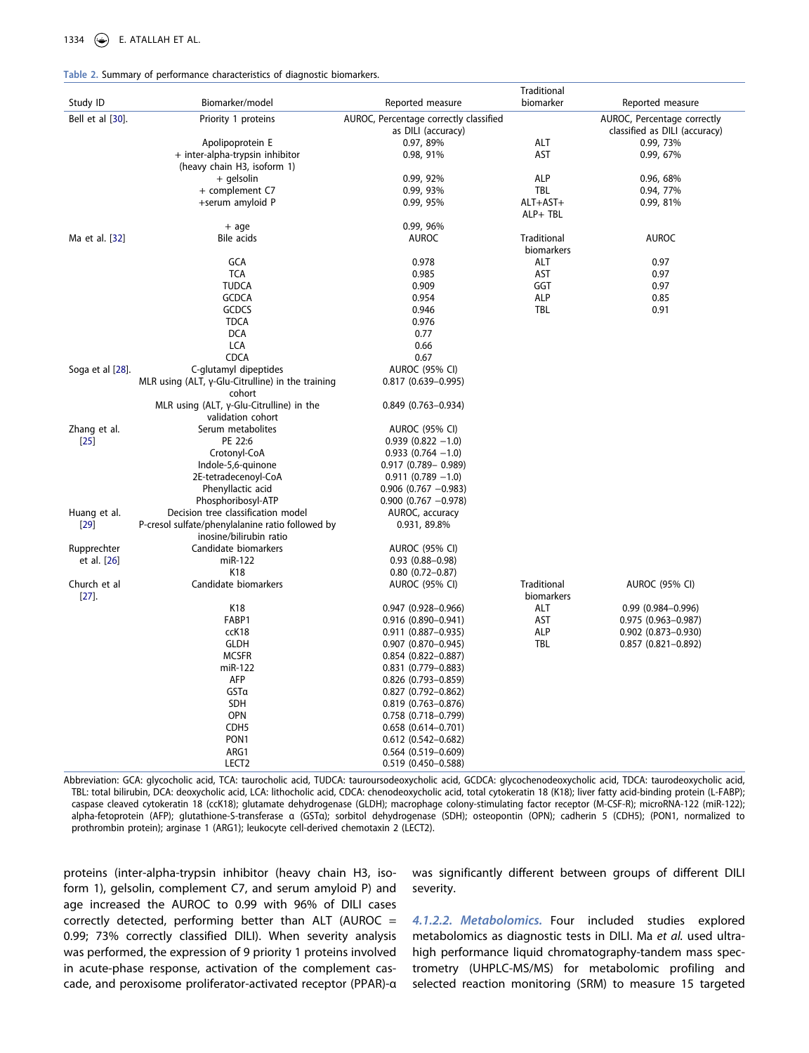**Table 2.** Summary of performance characteristics of diagnostic biomarkers.

| Study ID | Biomarker/model | Reported measure | Traditional biomarker | Reported measure |
|---|---|---|---|---|
| Bell et al [30]. | Priority 1 proteins | AUROC, Percentage correctly classified as DILI (accuracy) | | AUROC, Percentage correctly classified as DILI (accuracy) |
| | Apolipoprotein E | 0.97, 89% | ALT | 0.99, 73% |
| | + inter-alpha-trypsin inhibitor (heavy chain H3, isoform 1) | 0.98, 91% | AST | 0.99, 67% |
| | + gelsolin | 0.99, 92% | ALP | 0.96, 68% |
| | + complement C7 | 0.99, 93% | TBL | 0.94, 77% |
| | +serum amyloid P | 0.99, 95% | ALT+AST+ ALP+ TBL | 0.99, 81% |
| | + age | 0.99, 96% | | |
| Ma et al. [32] | Bile acids | AUROC | Traditional biomarkers | AUROC |
| | GCA | 0.978 | ALT | 0.97 |
| | TCA | 0.985 | AST | 0.97 |
| | TUDCA | 0.909 | GGT | 0.97 |
| | GCDCA | 0.954 | ALP | 0.85 |
| | GCDCS | 0.946 | TBL | 0.91 |
| | TDCA | 0.976 | | |
| | DCA | 0.77 | | |
| | LCA | 0.66 | | |
| | CDCA | 0.67 | | |
| Soga et al [28]. | C-glutamyl dipeptides | AUROC (95% CI) | | |
| | MLR using (ALT, γ-Glu-Citrulline) in the training cohort | 0.817 (0.639–0.995) | | |
| | MLR using (ALT, γ-Glu-Citrulline) in the validation cohort | 0.849 (0.763–0.934) | | |
| Zhang et al. [25] | Serum metabolites | AUROC (95% CI) | | |
| | PE 22:6 | 0.939 (0.822 –1.0) | | |
| | Crotonyl-CoA | 0.933 (0.764 –1.0) | | |
| | Indole-5,6-quinone | 0.917 (0.789– 0.989) | | |
| | 2E-tetradecenoyl-CoA | 0.911 (0.789 –1.0) | | |
| | Phenyllactic acid | 0.906 (0.767 –0.983) | | |
| | Phosphoribosyl-ATP | 0.900 (0.767 –0.978) | | |
| Huang et al. [29] | Decision tree classification model | AUROC, accuracy | | |
| | P-cresol sulfate/phenylalanine ratio followed by inosine/bilirubin ratio | 0.931, 89.8% | | |
| Rupprechter et al. [26] | Candidate biomarkers | AUROC (95% CI) | | |
| | miR-122 | 0.93 (0.88–0.98) | | |
| | K18 | 0.80 (0.72–0.87) | | |
| Church et al [27]. | Candidate biomarkers | AUROC (95% CI) | Traditional biomarkers | AUROC (95% CI) |
| | K18 | 0.947 (0.928–0.966) | ALT | 0.99 (0.984–0.996) |
| | FABP1 | 0.916 (0.890–0.941) | AST | 0.975 (0.963–0.987) |
| | ccK18 | 0.911 (0.887–0.935) | ALP | 0.902 (0.873–0.930) |
| | GLDH | 0.907 (0.870–0.945) | TBL | 0.857 (0.821–0.892) |
| | MCSFR | 0.854 (0.822–0.887) | | |
| | miR-122 | 0.831 (0.779–0.883) | | |
| | AFP | 0.826 (0.793–0.859) | | |
| | GSTα | 0.827 (0.792–0.862) | | |
| | SDH | 0.819 (0.763–0.876) | | |
| | OPN | 0.758 (0.718–0.799) | | |
| | CDH5 | 0.658 (0.614–0.701) | | |
| | PON1 | 0.612 (0.542–0.682) | | |
| | ARG1 | 0.564 (0.519–0.609) | | |
| | LECT2 | 0.519 (0.450–0.588) | | |

Abbreviation: GCA: glycocholic acid, TCA: taurocholic acid, TUDCA: tauroursodeoxycholic acid, GCDCA: glycochenodeoxycholic acid, TDCA: taurodeoxycholic acid, TBL: total bilirubin, DCA: deoxycholic acid, LCA: lithocholic acid, CDCA: chenodeoxycholic acid, total cytokeratin 18 (K18); liver fatty acid-binding protein (L-FABP); caspase cleaved cytokeratin 18 (ccK18); glutamate dehydrogenase (GLDH); macrophage colony-stimulating factor receptor (M-CSF-R); microRNA-122 (miR-122); alpha-fetoprotein (AFP); glutathione-S-transferase α (GSTα); sorbitol dehydrogenase (SDH); osteopontin (OPN); cadherin 5 (CDH5); (PON1, normalized to prothrombin protein); arginase 1 (ARG1); leukocyte cell-derived chemotaxin 2 (LECT2).

proteins (inter-alpha-trypsin inhibitor (heavy chain H3, isoform 1), gelsolin, complement C7, and serum amyloid P) and age increased the AUROC to 0.99 with 96% of DILI cases correctly detected, performing better than ALT (AUROC = 0.99; 73% correctly classified DILI). When severity analysis was performed, the expression of 9 priority 1 proteins involved in acute-phase response, activation of the complement cascade, and peroxisome proliferator-activated receptor (PPAR)-α was significantly different between groups of different DILI severity.

#### *4.1.2.2. Metabolomics.*

Four included studies explored metabolomics as diagnostic tests in DILI. Ma *et al.* used ultra-high performance liquid chromatography-tandem mass spectrometry (UHPLC-MS/MS) for metabolomic profiling and selected reaction monitoring (SRM) to measure 15 targeted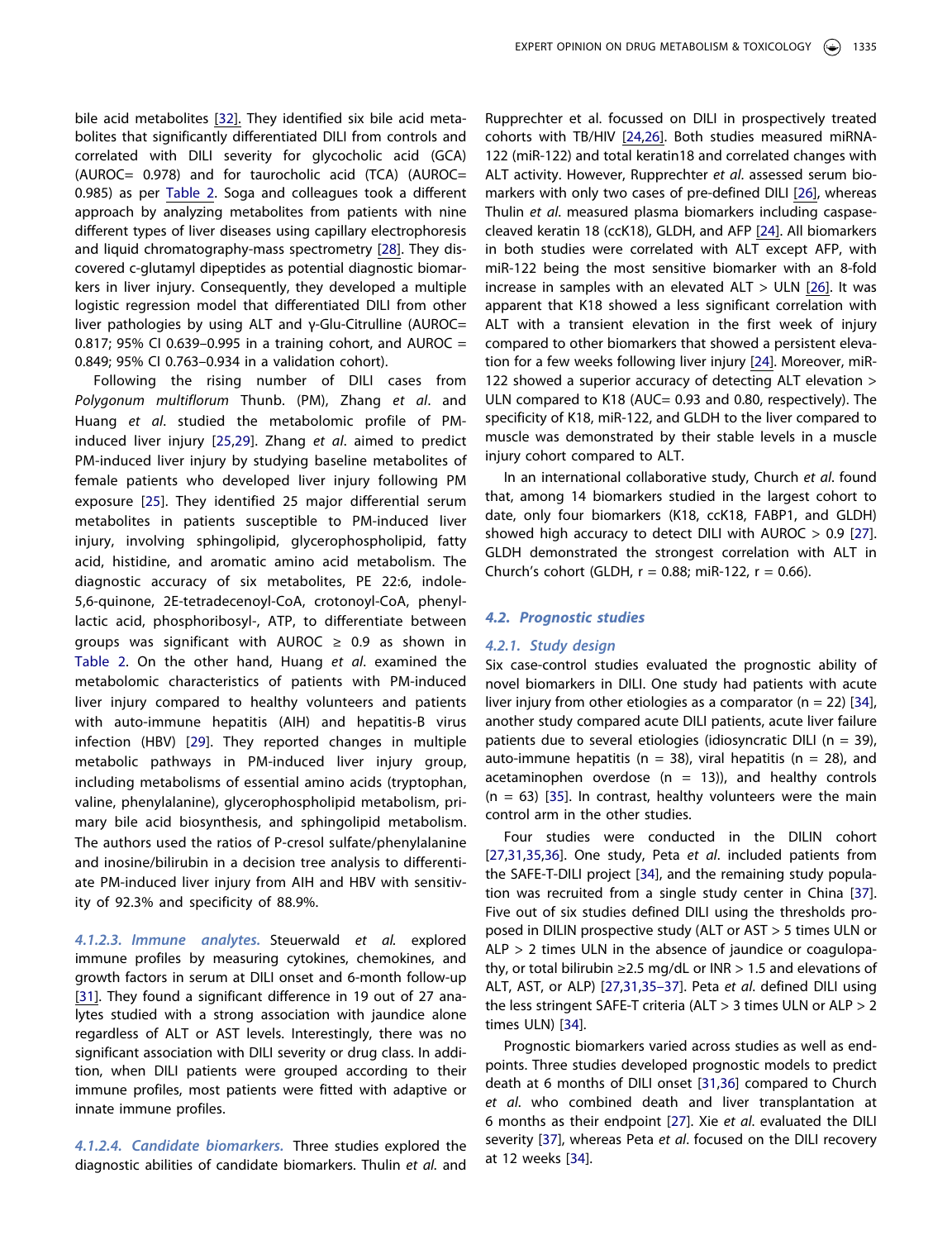bile acid metabolites [32]. They identified six bile acid metabolites that significantly differentiated DILI from controls and correlated with DILI severity for glycocholic acid (GCA) (AUROC= 0.978) and for taurocholic acid (TCA) (AUROC= 0.985) as per Table 2. Soga and colleagues took a different approach by analyzing metabolites from patients with nine different types of liver diseases using capillary electrophoresis and liquid chromatography-mass spectrometry [28]. They discovered c-glutamyl dipeptides as potential diagnostic biomarkers in liver injury. Consequently, they developed a multiple logistic regression model that differentiated DILI from other liver pathologies by using ALT and γ-Glu-Citrulline (AUROC= 0.817; 95% CI 0.639–0.995 in a training cohort, and AUROC = 0.849; 95% CI 0.763–0.934 in a validation cohort).

Following the rising number of DILI cases from *Polygonum multiflorum* Thunb. (PM), Zhang *et al*. and Huang *et al*. studied the metabolomic profile of PM-induced liver injury [25,29]. Zhang *et al*. aimed to predict PM-induced liver injury by studying baseline metabolites of female patients who developed liver injury following PM exposure [25]. They identified 25 major differential serum metabolites in patients susceptible to PM-induced liver injury, involving sphingolipid, glycerophospholipid, fatty acid, histidine, and aromatic amino acid metabolism. The diagnostic accuracy of six metabolites, PE 22:6, indole-5,6-quinone, 2E-tetradecenoyl-CoA, crotonoyl-CoA, phenyllactic acid, phosphoribosyl-, ATP, to differentiate between groups was significant with AUROC ≥ 0.9 as shown in Table 2. On the other hand, Huang *et al*. examined the metabolomic characteristics of patients with PM-induced liver injury compared to healthy volunteers and patients with auto-immune hepatitis (AIH) and hepatitis-B virus infection (HBV) [29]. They reported changes in multiple metabolic pathways in PM-induced liver injury group, including metabolisms of essential amino acids (tryptophan, valine, phenylalanine), glycerophospholipid metabolism, primary bile acid biosynthesis, and sphingolipid metabolism. The authors used the ratios of P-cresol sulfate/phenylalanine and inosine/bilirubin in a decision tree analysis to differentiate PM-induced liver injury from AIH and HBV with sensitivity of 92.3% and specificity of 88.9%.

*4.1.2.3. Immune analytes.* Steuerwald *et al.* explored immune profiles by measuring cytokines, chemokines, and growth factors in serum at DILI onset and 6-month follow-up [31]. They found a significant difference in 19 out of 27 analytes studied with a strong association with jaundice alone regardless of ALT or AST levels. Interestingly, there was no significant association with DILI severity or drug class. In addition, when DILI patients were grouped according to their immune profiles, most patients were fitted with adaptive or innate immune profiles.

*4.1.2.4. Candidate biomarkers.* Three studies explored the diagnostic abilities of candidate biomarkers. Thulin *et al.* and Rupprechter et al. focussed on DILI in prospectively treated cohorts with TB/HIV [24,26]. Both studies measured miRNA-122 (miR-122) and total keratin18 and correlated changes with ALT activity. However, Rupprechter *et al*. assessed serum biomarkers with only two cases of pre-defined DILI [26], whereas Thulin *et al*. measured plasma biomarkers including caspase-cleaved keratin 18 (ccK18), GLDH, and AFP [24]. All biomarkers in both studies were correlated with ALT except AFP, with miR-122 being the most sensitive biomarker with an 8-fold increase in samples with an elevated ALT > ULN [26]. It was apparent that K18 showed a less significant correlation with ALT with a transient elevation in the first week of injury compared to other biomarkers that showed a persistent elevation for a few weeks following liver injury [24]. Moreover, miR-122 showed a superior accuracy of detecting ALT elevation > ULN compared to K18 (AUC= 0.93 and 0.80, respectively). The specificity of K18, miR-122, and GLDH to the liver compared to muscle was demonstrated by their stable levels in a muscle injury cohort compared to ALT.

In an international collaborative study, Church *et al*. found that, among 14 biomarkers studied in the largest cohort to date, only four biomarkers (K18, ccK18, FABP1, and GLDH) showed high accuracy to detect DILI with AUROC > 0.9 [27]. GLDH demonstrated the strongest correlation with ALT in Church's cohort (GLDH, r = 0.88; miR-122, r = 0.66).

### 4.2. Prognostic studies

#### 4.2.1. Study design

Six case-control studies evaluated the prognostic ability of novel biomarkers in DILI. One study had patients with acute liver injury from other etiologies as a comparator (n = 22) [34], another study compared acute DILI patients, acute liver failure patients due to several etiologies (idiosyncratic DILI (n = 39), auto-immune hepatitis (n = 38), viral hepatitis (n = 28), and acetaminophen overdose (n = 13)), and healthy controls (n = 63) [35]. In contrast, healthy volunteers were the main control arm in the other studies.

Four studies were conducted in the DILIN cohort [27,31,35,36]. One study, Peta *et al*. included patients from the SAFE-T-DILI project [34], and the remaining study population was recruited from a single study center in China [37]. Five out of six studies defined DILI using the thresholds proposed in DILIN prospective study (ALT or AST > 5 times ULN or ALP > 2 times ULN in the absence of jaundice or coagulopathy, or total bilirubin ≥2.5 mg/dL or INR > 1.5 and elevations of ALT, AST, or ALP) [27,31,35–37]. Peta *et al*. defined DILI using the less stringent SAFE-T criteria (ALT > 3 times ULN or ALP > 2 times ULN) [34].

Prognostic biomarkers varied across studies as well as endpoints. Three studies developed prognostic models to predict death at 6 months of DILI onset [31,36] compared to Church *et al*. who combined death and liver transplantation at 6 months as their endpoint [27]. Xie *et al*. evaluated the DILI severity [37], whereas Peta *et al*. focused on the DILI recovery at 12 weeks [34].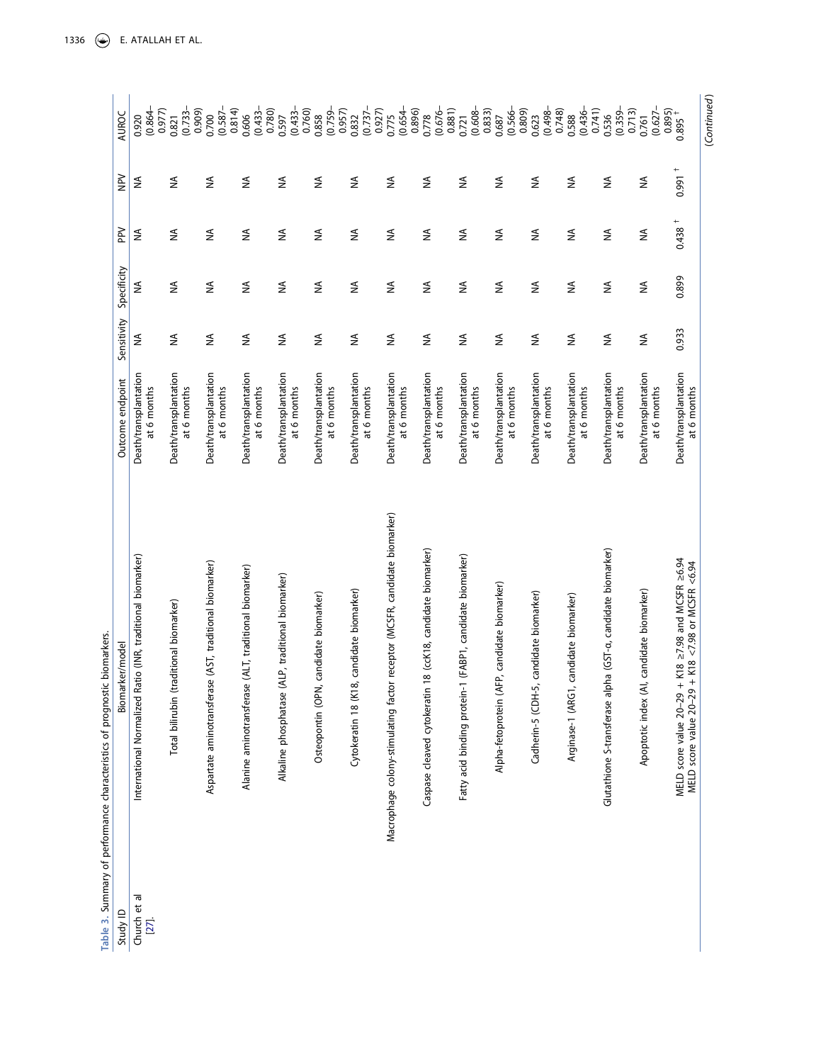**Table 3.** Summary of performance characteristics of prognostic biomarkers.

| Study ID | Biomarker/model | Outcome endpoint | Sensitivity | Specificity | PPV | NPV | AUROC |
|---|---|---|---|---|---|---|---|
| Church et al [27]. | International Normalized Ratio (INR, traditional biomarker) | Death/transplantation at 6 months | NA | NA | NA | NA | 0.920 (0.864–0.977) |
| | Total bilirubin (traditional biomarker) | Death/transplantation at 6 months | NA | NA | NA | NA | 0.821 (0.733–0.909) |
| | Aspartate aminotransferase (AST, traditional biomarker) | Death/transplantation at 6 months | NA | NA | NA | NA | 0.700 (0.587–0.814) |
| | Alanine aminotransferase (ALT, traditional biomarker) | Death/transplantation at 6 months | NA | NA | NA | NA | 0.606 (0.433–0.780) |
| | Alkaline phosphatase (ALP, traditional biomarker) | Death/transplantation at 6 months | NA | NA | NA | NA | 0.597 (0.433–0.760) |
| | Osteopontin (OPN, candidate biomarker) | Death/transplantation at 6 months | NA | NA | NA | NA | 0.858 (0.759–0.957) |
| | Cytokeratin 18 (K18, candidate biomarker) | Death/transplantation at 6 months | NA | NA | NA | NA | 0.832 (0.737–0.927) |
| | Macrophage colony-stimulating factor receptor (MCSFR, candidate biomarker) | Death/transplantation at 6 months | NA | NA | NA | NA | 0.775 (0.654–0.896) |
| | Caspase cleaved cytokeratin 18 (ccK18, candidate biomarker) | Death/transplantation at 6 months | NA | NA | NA | NA | 0.778 (0.676–0.881) |
| | Fatty acid binding protein-1 (FABP1, candidate biomarker) | Death/transplantation at 6 months | NA | NA | NA | NA | 0.721 (0.608–0.833) |
| | Alpha-fetoprotein (AFP, candidate biomarker) | Death/transplantation at 6 months | NA | NA | NA | NA | 0.687 (0.566–0.809) |
| | Cadherin-5 (CDH-5, candidate biomarker) | Death/transplantation at 6 months | NA | NA | NA | NA | 0.623 (0.498–0.748) |
| | Arginase-1 (ARG1, candidate biomarker) | Death/transplantation at 6 months | NA | NA | NA | NA | 0.588 (0.436–0.741) |
| | Glutathione S-transferase alpha (GST-α, candidate biomarker) | Death/transplantation at 6 months | NA | NA | NA | NA | 0.536 (0.359–0.713) |
| | Apoptotic index (AI, candidate biomarker) | Death/transplantation at 6 months | NA | NA | NA | NA | 0.761 (0.627–0.895) |
| | MELD score value 20–29 + K18 ≥7.98 and MCSFR ≥6.94<br>MELD score value 20–29 + K18 <7.98 or MCSFR <6.94 | Death/transplantation at 6 months | 0.933 | 0.899 | 0.438 † | 0.991 † | 0.895 † |

(Continued)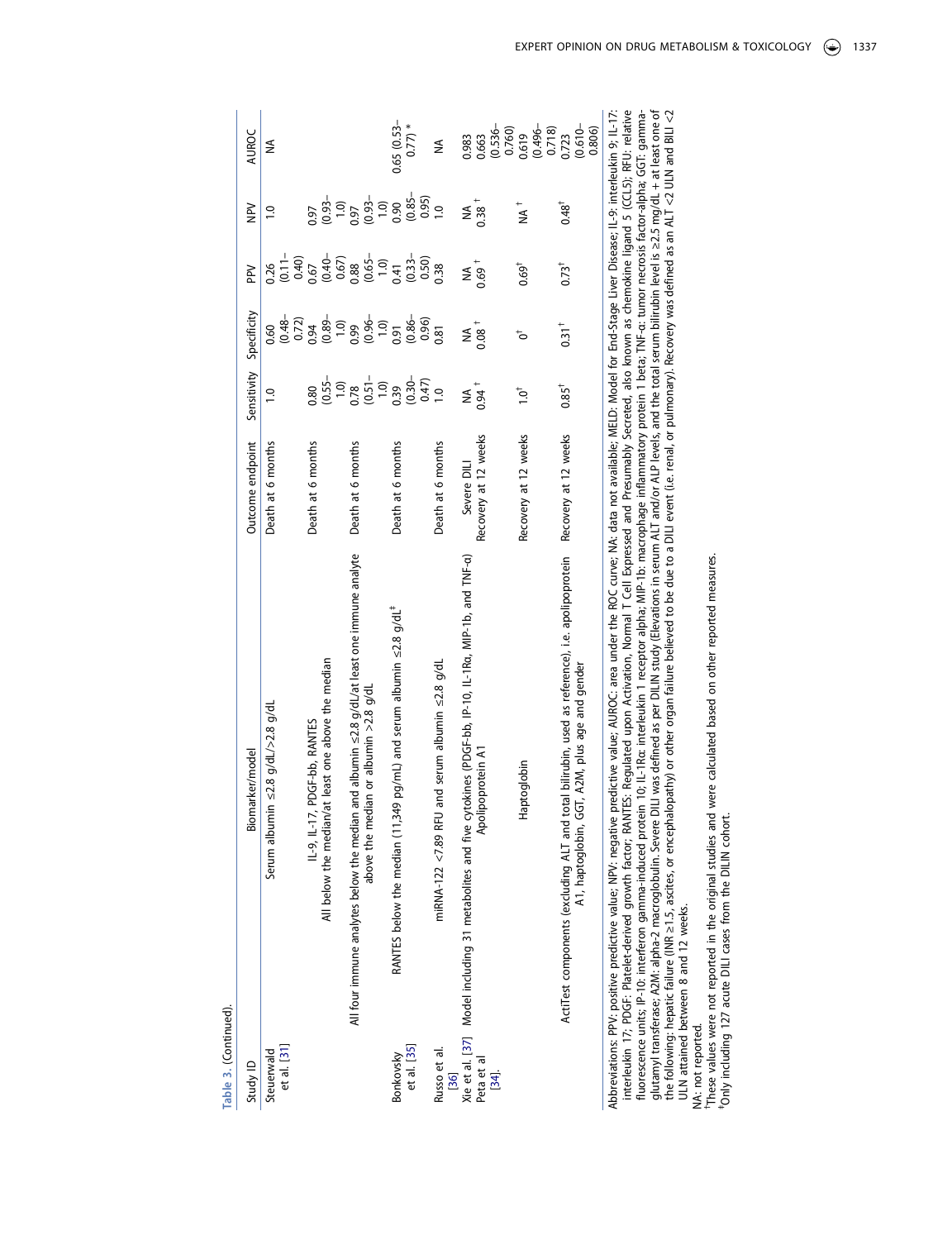Table 3. (Continued).

| Study ID | Biomarker/model | Outcome endpoint | Sensitivity | Specificity | PPV | NPV | AUROC |
|---|---|---|---|---|---|---|---|
| Steuerwald et al. [31] | Serum albumin ≤2.8 g/dL/>2.8 g/dL | Death at 6 months | 1.0 | 0.60 (0.48–0.72) | 0.26 (0.11–0.40) | 1.0 | NA |
| | IL-9, IL-17, PDGF-bb, RANTES All below the median/at least one above the median | Death at 6 months | 0.80 (0.55–1.0) | 0.94 (0.89–1.0) | 0.67 (0.40–0.67) | 0.97 (0.93–1.0) | |
| | All four immune analytes below the median and albumin ≤2.8 g/dL/at least one immune analyte above the median or albumin >2.8 g/dL | Death at 6 months | 0.78 (0.51–1.0) | 0.99 (0.96–1.0) | 0.88 (0.65–1.0) | 0.97 (0.93–1.0) | |
| Bonkovsky et al. [35] | RANTES below the median (11,349 pg/mL) and serum albumin ≤2.8 g/dL[‡] | Death at 6 months | 0.39 (0.30–0.47) | 0.91 (0.86–0.96) | 0.41 (0.33–0.50) | 0.90 (0.85–0.95) | 0.65 (0.53–0.77) * |
| Russo et al. [36] | miRNA-122 <7.89 RFU and serum albumin ≤2.8 g/dL | Death at 6 months | 1.0 | 0.81 | 0.38 | 1.0 | NA |
| Xie et al. [37] | Model including 31 metabolites and five cytokines (PDGF-bb, IP-10, IL-1Rα, MIP-1b, and TNF-α) | Severe DILI | NA | NA | NA | NA | 0.983 |
| Peta et al [34]. | Apolipoprotein A1 | Recovery at 12 weeks | 0.94 [†] | 0.08 [†] | 0.69 [†] | 0.38 [†] | 0.663 (0.536–0.760) |
| | Haptoglobin | Recovery at 12 weeks | 1.0[†] | 0[†] | 0.69[†] | NA [†] | 0.619 (0.496–0.718) |
| | ActiTest components (excluding ALT and total bilirubin, used as reference), i.e. apolipoprotein A1, haptoglobin, GGT, A2M, plus age and gender | Recovery at 12 weeks | 0.85[†] | 0.31[†] | 0.73[†] | 0.48[†] | 0.723 (0.610–0.806) |

Abbreviations: PPV: positive predictive value; NPV: negative predictive value; AUROC: area under the ROC curve; NA: data not available; MELD: Model for End-Stage Liver Disease; IL-9: interleukin 9; IL-17: interleukin 17; PDGF: Platelet-derived growth factor; RANTES: Regulated upon Activation, Normal T Cell Expressed and Presumably Secreted, also known as chemokine ligand 5 (CCL5); RFU: relative fluorescence units; IP-10: interferon gamma-induced protein 10; IL-1Rα: interleukin 1 receptor alpha; MIP-1b: macrophage inflammatory protein 1 beta; TNF-α: tumor necrosis factor-alpha; GGT: gamma-glutamyl transferase; A2M: alpha-2 macroglobulin. Severe DILI was defined as per DILIN study (Elevations in serum ALT and/or ALP levels, and the total serum bilirubin level is ≥2.5 mg/dL + at least one of the following: hepatic failure (INR ≥1.5, ascites, or encephalopathy) or other organ failure believed to be due to a DILI event (i.e. renal, or pulmonary). Recovery was defined as an ALT <2 ULN and BILI <2 ULN attained between 8 and 12 weeks.

NA: not reported.

[†]These values were not reported in the original studies and were calculated based on other reported measures.

[‡]Only including 127 acute DILI cases from the DILIN cohort.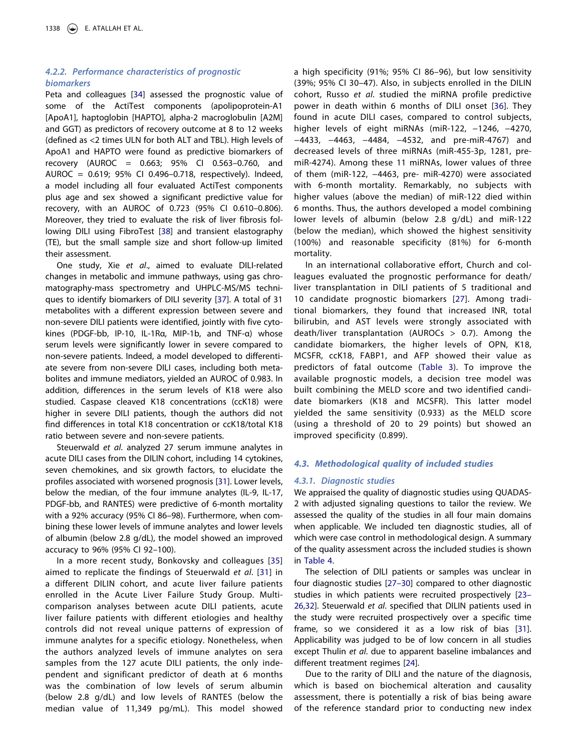#### 4.2.2. Performance characteristics of prognostic biomarkers

Peta and colleagues [34] assessed the prognostic value of some of the ActiTest components (apolipoprotein-A1 [ApoA1], haptoglobin [HAPTO], alpha-2 macroglobulin [A2M] and GGT) as predictors of recovery outcome at 8 to 12 weeks (defined as <2 times ULN for both ALT and TBL). High levels of ApoA1 and HAPTO were found as predictive biomarkers of recovery (AUROC = 0.663; 95% CI 0.563–0.760, and AUROC = 0.619; 95% CI 0.496–0.718, respectively). Indeed, a model including all four evaluated ActiTest components plus age and sex showed a significant predictive value for recovery, with an AUROC of 0.723 (95% CI 0.610–0.806). Moreover, they tried to evaluate the risk of liver fibrosis following DILI using FibroTest [38] and transient elastography (TE), but the small sample size and short follow-up limited their assessment.

One study, Xie *et al*., aimed to evaluate DILI-related changes in metabolic and immune pathways, using gas chromatography-mass spectrometry and UHPLC-MS/MS techniques to identify biomarkers of DILI severity [37]. A total of 31 metabolites with a different expression between severe and non-severe DILI patients were identified, jointly with five cytokines (PDGF-bb, IP-10, IL-1Rα, MIP-1b, and TNF-α) whose serum levels were significantly lower in severe compared to non-severe patients. Indeed, a model developed to differentiate severe from non-severe DILI cases, including both metabolites and immune mediators, yielded an AUROC of 0.983. In addition, differences in the serum levels of K18 were also studied. Caspase cleaved K18 concentrations (ccK18) were higher in severe DILI patients, though the authors did not find differences in total K18 concentration or ccK18/total K18 ratio between severe and non-severe patients.

Steuerwald *et al*. analyzed 27 serum immune analytes in acute DILI cases from the DILIN cohort, including 14 cytokines, seven chemokines, and six growth factors, to elucidate the profiles associated with worsened prognosis [31]. Lower levels, below the median, of the four immune analytes (IL-9, IL-17, PDGF-bb, and RANTES) were predictive of 6-month mortality with a 92% accuracy (95% CI 86–98). Furthermore, when combining these lower levels of immune analytes and lower levels of albumin (below 2.8 g/dL), the model showed an improved accuracy to 96% (95% CI 92–100).

In a more recent study, Bonkovsky and colleagues [35] aimed to replicate the findings of Steuerwald *et al*. [31] in a different DILIN cohort, and acute liver failure patients enrolled in the Acute Liver Failure Study Group. Multi-comparison analyses between acute DILI patients, acute liver failure patients with different etiologies and healthy controls did not reveal unique patterns of expression of immune analytes for a specific etiology. Nonetheless, when the authors analyzed levels of immune analytes on sera samples from the 127 acute DILI patients, the only independent and significant predictor of death at 6 months was the combination of low levels of serum albumin (below 2.8 g/dL) and low levels of RANTES (below the median value of 11,349 pg/mL). This model showed a high specificity (91%; 95% CI 86–96), but low sensitivity (39%; 95% CI 30–47). Also, in subjects enrolled in the DILIN cohort, Russo *et al*. studied the miRNA profile predictive power in death within 6 months of DILI onset [36]. They found in acute DILI cases, compared to control subjects, higher levels of eight miRNAs (miR-122, −1246, −4270, −4433, −4463, −4484, −4532, and pre-miR-4767) and decreased levels of three miRNAs (miR-455-3p, 1281, pre-miR-4274). Among these 11 miRNAs, lower values of three of them (miR-122, −4463, pre- miR-4270) were associated with 6-month mortality. Remarkably, no subjects with higher values (above the median) of miR-122 died within 6 months. Thus, the authors developed a model combining lower levels of albumin (below 2.8 g/dL) and miR-122 (below the median), which showed the highest sensitivity (100%) and reasonable specificity (81%) for 6-month mortality.

In an international collaborative effort, Church and colleagues evaluated the prognostic performance for death/liver transplantation in DILI patients of 5 traditional and 10 candidate prognostic biomarkers [27]. Among traditional biomarkers, they found that increased INR, total bilirubin, and AST levels were strongly associated with death/liver transplantation (AUROCs > 0.7). Among the candidate biomarkers, the higher levels of OPN, K18, MCSFR, ccK18, FABP1, and AFP showed their value as predictors of fatal outcome (Table 3). To improve the available prognostic models, a decision tree model was built combining the MELD score and two identified candidate biomarkers (K18 and MCSFR). This latter model yielded the same sensitivity (0.933) as the MELD score (using a threshold of 20 to 29 points) but showed an improved specificity (0.899).

### 4.3. Methodological quality of included studies

#### 4.3.1. Diagnostic studies

We appraised the quality of diagnostic studies using QUADAS-2 with adjusted signaling questions to tailor the review. We assessed the quality of the studies in all four main domains when applicable. We included ten diagnostic studies, all of which were case control in methodological design. A summary of the quality assessment across the included studies is shown in Table 4.

The selection of DILI patients or samples was unclear in four diagnostic studies [27–30] compared to other diagnostic studies in which patients were recruited prospectively [23–26,32]. Steuerwald *et al*. specified that DILIN patients used in the study were recruited prospectively over a specific time frame, so we considered it as a low risk of bias [31]. Applicability was judged to be of low concern in all studies except Thulin *et al*. due to apparent baseline imbalances and different treatment regimes [24].

Due to the rarity of DILI and the nature of the diagnosis, which is based on biochemical alteration and causality assessment, there is potentially a risk of bias being aware of the reference standard prior to conducting new index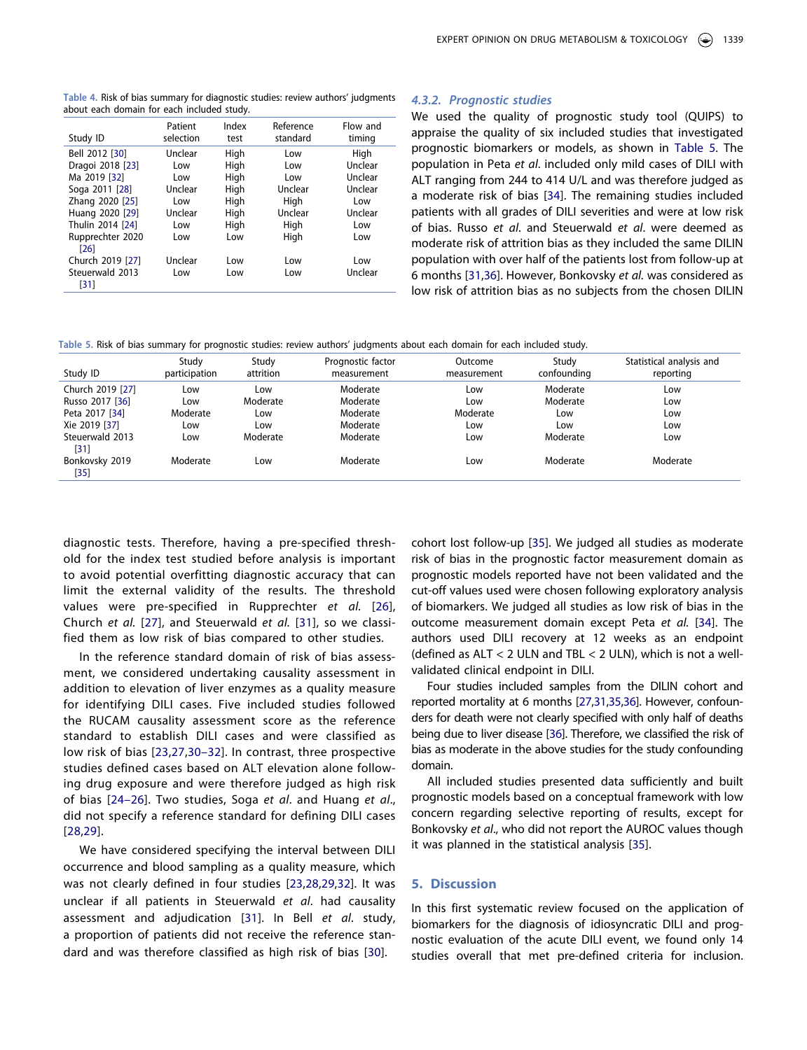Table 4. Risk of bias summary for diagnostic studies: review authors' judgments about each domain for each included study.

| Study ID | Patient selection | Index test | Reference standard | Flow and timing |
|---|---|---|---|---|
| Bell 2012 [30] | Unclear | High | Low | High |
| Dragoi 2018 [23] | Low | High | Low | Unclear |
| Ma 2019 [32] | Low | High | Low | Unclear |
| Soga 2011 [28] | Unclear | High | Unclear | Unclear |
| Zhang 2020 [25] | Low | High | High | Low |
| Huang 2020 [29] | Unclear | High | Unclear | Unclear |
| Thulin 2014 [24] | Low | High | High | Low |
| Rupprechter 2020 [26] | Low | Low | High | Low |
| Church 2019 [27] | Unclear | Low | Low | Low |
| Steuerwald 2013 [31] | Low | Low | Low | Unclear |

diagnostic tests. Therefore, having a pre-specified threshold for the index test studied before analysis is important to avoid potential overfitting diagnostic accuracy that can limit the external validity of the results. The threshold values were pre-specified in Rupprechter *et al.* [26], Church *et al.* [27], and Steuerwald *et al.* [31], so we classified them as low risk of bias compared to other studies.

In the reference standard domain of risk of bias assessment, we considered undertaking causality assessment in addition to elevation of liver enzymes as a quality measure for identifying DILI cases. Five included studies followed the RUCAM causality assessment score as the reference standard to establish DILI cases and were classified as low risk of bias [23,27,30–32]. In contrast, three prospective studies defined cases based on ALT elevation alone following drug exposure and were therefore judged as high risk of bias [24–26]. Two studies, Soga *et al*. and Huang *et al*., did not specify a reference standard for defining DILI cases [28,29].

We have considered specifying the interval between DILI occurrence and blood sampling as a quality measure, which was not clearly defined in four studies [23,28,29,32]. It was unclear if all patients in Steuerwald *et al.* had causality assessment and adjudication [31]. In Bell *et al.* study, a proportion of patients did not receive the reference standard and was therefore classified as high risk of bias [30].

### 4.3.2. Prognostic studies

We used the quality of prognostic study tool (QUIPS) to appraise the quality of six included studies that investigated prognostic biomarkers or models, as shown in Table 5. The population in Peta *et al*. included only mild cases of DILI with ALT ranging from 244 to 414 U/L and was therefore judged as a moderate risk of bias [34]. The remaining studies included patients with all grades of DILI severities and were at low risk of bias. Russo *et al*. and Steuerwald *et al*. were deemed as moderate risk of attrition bias as they included the same DILIN population with over half of the patients lost from follow-up at 6 months [31,36]. However, Bonkovsky *et al*. was considered as low risk of attrition bias as no subjects from the chosen DILIN cohort lost follow-up [35]. We judged all studies as moderate risk of bias in the prognostic factor measurement domain as prognostic models reported have not been validated and the cut-off values used were chosen following exploratory analysis of biomarkers. We judged all studies as low risk of bias in the outcome measurement domain except Peta *et al.* [34]. The authors used DILI recovery at 12 weeks as an endpoint (defined as ALT < 2 ULN and TBL < 2 ULN), which is not a well-validated clinical endpoint in DILI.

Table 5. Risk of bias summary for prognostic studies: review authors' judgments about each domain for each included study.

| Study ID | Study participation | Study attrition | Prognostic factor measurement | Outcome measurement | Study confounding | Statistical analysis and reporting |
|---|---|---|---|---|---|---|
| Church 2019 [27] | Low | Low | Moderate | Low | Moderate | Low |
| Russo 2017 [36] | Low | Moderate | Moderate | Low | Moderate | Low |
| Peta 2017 [34] | Moderate | Low | Moderate | Moderate | Low | Low |
| Xie 2019 [37] | Low | Low | Moderate | Low | Low | Low |
| Steuerwald 2013 [31] | Low | Moderate | Moderate | Low | Moderate | Low |
| Bonkovsky 2019 [35] | Moderate | Low | Moderate | Low | Moderate | Moderate |

Four studies included samples from the DILIN cohort and reported mortality at 6 months [27,31,35,36]. However, confounders for death were not clearly specified with only half of deaths being due to liver disease [36]. Therefore, we classified the risk of bias as moderate in the above studies for the study confounding domain.

All included studies presented data sufficiently and built prognostic models based on a conceptual framework with low concern regarding selective reporting of results, except for Bonkovsky *et al*., who did not report the AUROC values though it was planned in the statistical analysis [35].

## 5. Discussion

In this first systematic review focused on the application of biomarkers for the diagnosis of idiosyncratic DILI and prognostic evaluation of the acute DILI event, we found only 14 studies overall that met pre-defined criteria for inclusion.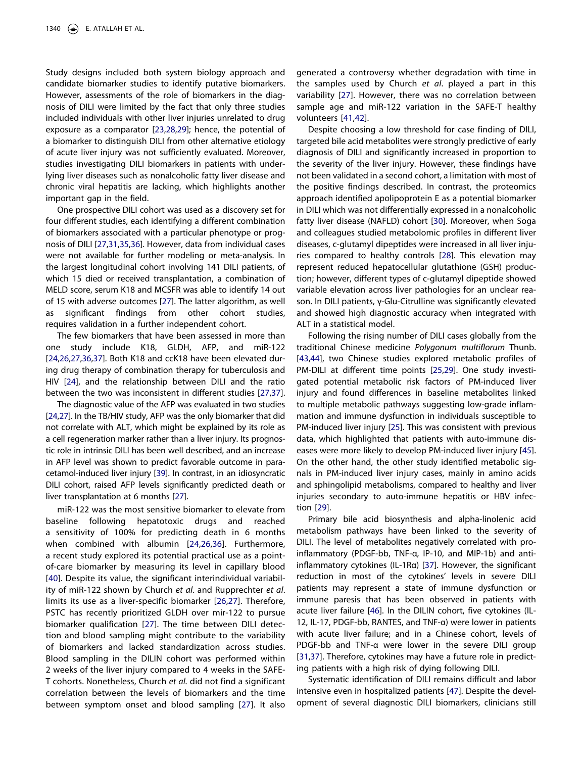Study designs included both system biology approach and candidate biomarker studies to identify putative biomarkers. However, assessments of the role of biomarkers in the diagnosis of DILI were limited by the fact that only three studies included individuals with other liver injuries unrelated to drug exposure as a comparator [23,28,29]; hence, the potential of a biomarker to distinguish DILI from other alternative etiology of acute liver injury was not sufficiently evaluated. Moreover, studies investigating DILI biomarkers in patients with underlying liver diseases such as nonalcoholic fatty liver disease and chronic viral hepatitis are lacking, which highlights another important gap in the field.

One prospective DILI cohort was used as a discovery set for four different studies, each identifying a different combination of biomarkers associated with a particular phenotype or prognosis of DILI [27,31,35,36]. However, data from individual cases were not available for further modeling or meta-analysis. In the largest longitudinal cohort involving 141 DILI patients, of which 15 died or received transplantation, a combination of MELD score, serum K18 and MCSFR was able to identify 14 out of 15 with adverse outcomes [27]. The latter algorithm, as well as significant findings from other cohort studies, requires validation in a further independent cohort.

The few biomarkers that have been assessed in more than one study include K18, GLDH, AFP, and miR-122 [24,26,27,36,37]. Both K18 and ccK18 have been elevated during drug therapy of combination therapy for tuberculosis and HIV [24], and the relationship between DILI and the ratio between the two was inconsistent in different studies [27,37].

The diagnostic value of the AFP was evaluated in two studies [24,27]. In the TB/HIV study, AFP was the only biomarker that did not correlate with ALT, which might be explained by its role as a cell regeneration marker rather than a liver injury. Its prognostic role in intrinsic DILI has been well described, and an increase in AFP level was shown to predict favorable outcome in paracetamol-induced liver injury [39]. In contrast, in an idiosyncratic DILI cohort, raised AFP levels significantly predicted death or liver transplantation at 6 months [27].

miR-122 was the most sensitive biomarker to elevate from baseline following hepatotoxic drugs and reached a sensitivity of 100% for predicting death in 6 months when combined with albumin [24,26,36]. Furthermore, a recent study explored its potential practical use as a point-of-care biomarker by measuring its level in capillary blood [40]. Despite its value, the significant interindividual variability of miR-122 shown by Church *et al*. and Rupprechter *et al*. limits its use as a liver-specific biomarker [26,27]. Therefore, PSTC has recently prioritized GLDH over mir-122 to pursue biomarker qualification [27]. The time between DILI detection and blood sampling might contribute to the variability of biomarkers and lacked standardization across studies. Blood sampling in the DILIN cohort was performed within 2 weeks of the liver injury compared to 4 weeks in the SAFE-T cohort. Nonetheless, Church *et al.* did not find a significant correlation between the levels of biomarkers and the time between symptom onset and blood sampling [27]. It also generated a controversy whether degradation with time in the samples used by Church *et al*. played a part in this variability [27]. However, there was no correlation between sample age and miR-122 variation in the SAFE-T healthy volunteers [41,42].

Despite choosing a low threshold for case finding of DILI, targeted bile acid metabolites were strongly predictive of early diagnosis of DILI and significantly increased in proportion to the severity of the liver injury. However, these findings have not been validated in a second cohort, a limitation with most of the positive findings described. In contrast, the proteomics approach identified apolipoprotein E as a potential biomarker in DILI which was not differentially expressed in a nonalcoholic fatty liver disease (NAFLD) cohort [30]. Moreover, when Soga and colleagues studied metabolomic profiles in different liver diseases, c-glutamyl dipeptides were increased in all liver injuries compared to healthy controls [28]. This elevation may represent reduced hepatocellular glutathione (GSH) production; however, different types of c-glutamyl dipeptide showed variable elevation across liver pathologies for an unclear reason. In DILI patients, γ-Glu-Citrulline was significantly elevated and showed high diagnostic accuracy when integrated with ALT in a statistical model.

Following the rising number of DILI cases globally from the traditional Chinese medicine *Polygonum multiflorum* Thunb. [43,44], two Chinese studies explored metabolic profiles of PM-DILI at different time points [25,29]. One study investigated potential metabolic risk factors of PM-induced liver injury and found differences in baseline metabolites linked to multiple metabolic pathways suggesting low-grade inflammation and immune dysfunction in individuals susceptible to PM-induced liver injury [25]. This was consistent with previous data, which highlighted that patients with auto-immune diseases were more likely to develop PM-induced liver injury [45]. On the other hand, the other study identified metabolic signals in PM-induced liver injury cases, mainly in amino acids and sphingolipid metabolisms, compared to healthy and liver injuries secondary to auto-immune hepatitis or HBV infection [29].

Primary bile acid biosynthesis and alpha-linolenic acid metabolism pathways have been linked to the severity of DILI. The level of metabolites negatively correlated with pro-inflammatory (PDGF-bb, TNF-α, IP-10, and MIP-1b) and anti-inflammatory cytokines (IL-1Rα) [37]. However, the significant reduction in most of the cytokines' levels in severe DILI patients may represent a state of immune dysfunction or immune paresis that has been observed in patients with acute liver failure [46]. In the DILIN cohort, five cytokines (IL-12, IL-17, PDGF-bb, RANTES, and TNF-α) were lower in patients with acute liver failure; and in a Chinese cohort, levels of PDGF-bb and TNF-α were lower in the severe DILI group [31,37]. Therefore, cytokines may have a future role in predicting patients with a high risk of dying following DILI.

Systematic identification of DILI remains difficult and labor intensive even in hospitalized patients [47]. Despite the development of several diagnostic DILI biomarkers, clinicians still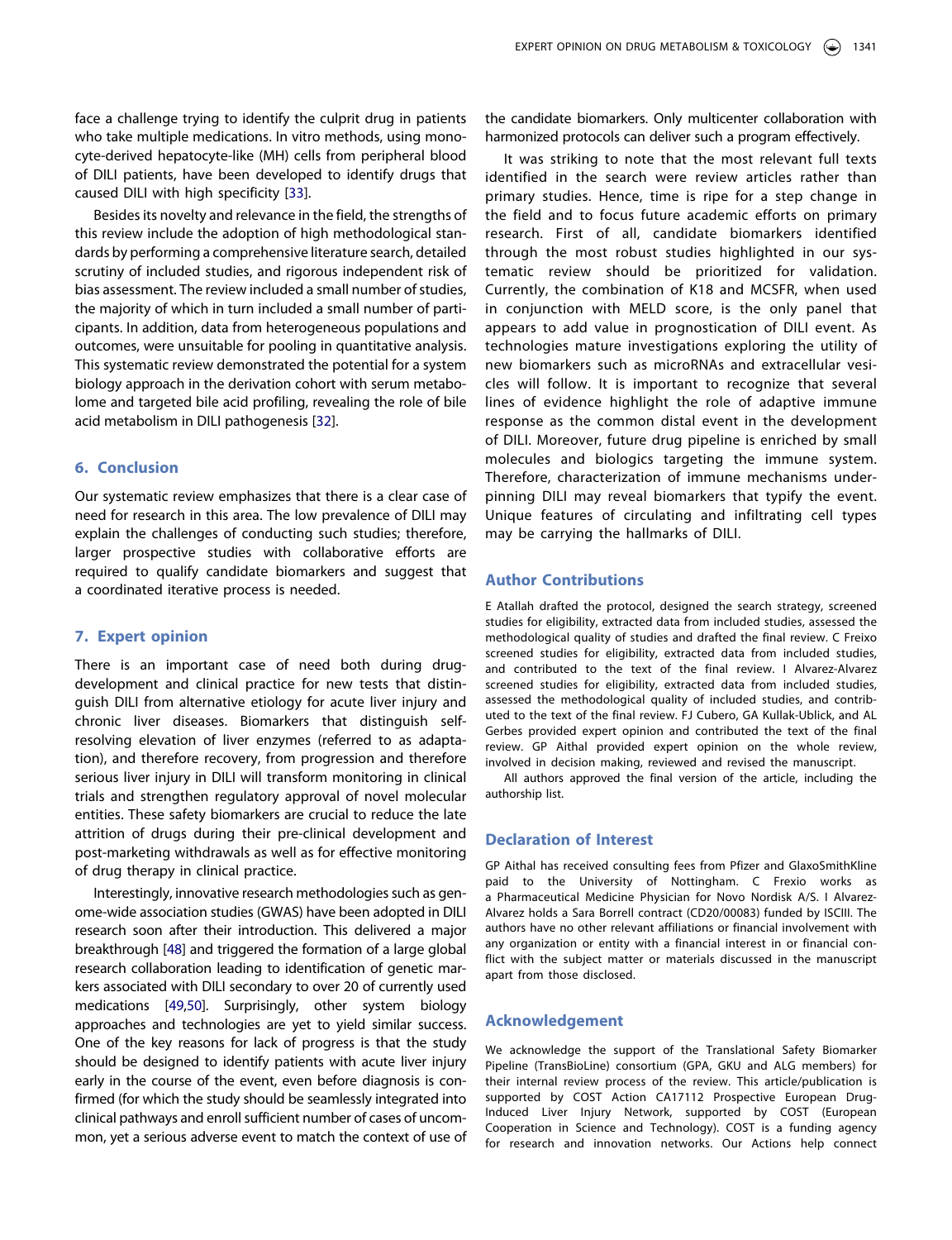face a challenge trying to identify the culprit drug in patients who take multiple medications. In vitro methods, using monocyte-derived hepatocyte-like (MH) cells from peripheral blood of DILI patients, have been developed to identify drugs that caused DILI with high specificity [33].

Besides its novelty and relevance in the field, the strengths of this review include the adoption of high methodological standards by performing a comprehensive literature search, detailed scrutiny of included studies, and rigorous independent risk of bias assessment. The review included a small number of studies, the majority of which in turn included a small number of participants. In addition, data from heterogeneous populations and outcomes, were unsuitable for pooling in quantitative analysis. This systematic review demonstrated the potential for a system biology approach in the derivation cohort with serum metabolome and targeted bile acid profiling, revealing the role of bile acid metabolism in DILI pathogenesis [32].

## 6. Conclusion

Our systematic review emphasizes that there is a clear case of need for research in this area. The low prevalence of DILI may explain the challenges of conducting such studies; therefore, larger prospective studies with collaborative efforts are required to qualify candidate biomarkers and suggest that a coordinated iterative process is needed.

## 7. Expert opinion

There is an important case of need both during drug-development and clinical practice for new tests that distinguish DILI from alternative etiology for acute liver injury and chronic liver diseases. Biomarkers that distinguish self-resolving elevation of liver enzymes (referred to as adaptation), and therefore recovery, from progression and therefore serious liver injury in DILI will transform monitoring in clinical trials and strengthen regulatory approval of novel molecular entities. These safety biomarkers are crucial to reduce the late attrition of drugs during their pre-clinical development and post-marketing withdrawals as well as for effective monitoring of drug therapy in clinical practice.

Interestingly, innovative research methodologies such as genome-wide association studies (GWAS) have been adopted in DILI research soon after their introduction. This delivered a major breakthrough [48] and triggered the formation of a large global research collaboration leading to identification of genetic markers associated with DILI secondary to over 20 of currently used medications [49,50]. Surprisingly, other system biology approaches and technologies are yet to yield similar success. One of the key reasons for lack of progress is that the study should be designed to identify patients with acute liver injury early in the course of the event, even before diagnosis is confirmed (for which the study should be seamlessly integrated into clinical pathways and enroll sufficient number of cases of uncommon, yet a serious adverse event to match the context of use of the candidate biomarkers. Only multicenter collaboration with harmonized protocols can deliver such a program effectively.

It was striking to note that the most relevant full texts identified in the search were review articles rather than primary studies. Hence, time is ripe for a step change in the field and to focus future academic efforts on primary research. First of all, candidate biomarkers identified through the most robust studies highlighted in our systematic review should be prioritized for validation. Currently, the combination of K18 and MCSFR, when used in conjunction with MELD score, is the only panel that appears to add value in prognostication of DILI event. As technologies mature investigations exploring the utility of new biomarkers such as microRNAs and extracellular vesicles will follow. It is important to recognize that several lines of evidence highlight the role of adaptive immune response as the common distal event in the development of DILI. Moreover, future drug pipeline is enriched by small molecules and biologics targeting the immune system. Therefore, characterization of immune mechanisms underpinning DILI may reveal biomarkers that typify the event. Unique features of circulating and infiltrating cell types may be carrying the hallmarks of DILI.

## Author Contributions

E Atallah drafted the protocol, designed the search strategy, screened studies for eligibility, extracted data from included studies, assessed the methodological quality of studies and drafted the final review. C Freixo screened studies for eligibility, extracted data from included studies, and contributed to the text of the final review. I Alvarez-Alvarez screened studies for eligibility, extracted data from included studies, assessed the methodological quality of included studies, and contributed to the text of the final review. FJ Cubero, GA Kullak-Ublick, and AL Gerbes provided expert opinion and contributed the text of the final review. GP Aithal provided expert opinion on the whole review, involved in decision making, reviewed and revised the manuscript.

All authors approved the final version of the article, including the authorship list.

## Declaration of Interest

GP Aithal has received consulting fees from Pfizer and GlaxoSmithKline paid to the University of Nottingham. C Frexio works as a Pharmaceutical Medicine Physician for Novo Nordisk A/S. I Alvarez-Alvarez holds a Sara Borrell contract (CD20/00083) funded by ISCIII. The authors have no other relevant affiliations or financial involvement with any organization or entity with a financial interest in or financial conflict with the subject matter or materials discussed in the manuscript apart from those disclosed.

## Acknowledgement

We acknowledge the support of the Translational Safety Biomarker Pipeline (TransBioLine) consortium (GPA, GKU and ALG members) for their internal review process of the review. This article/publication is supported by COST Action CA17112 Prospective European Drug-Induced Liver Injury Network, supported by COST (European Cooperation in Science and Technology). COST is a funding agency for research and innovation networks. Our Actions help connect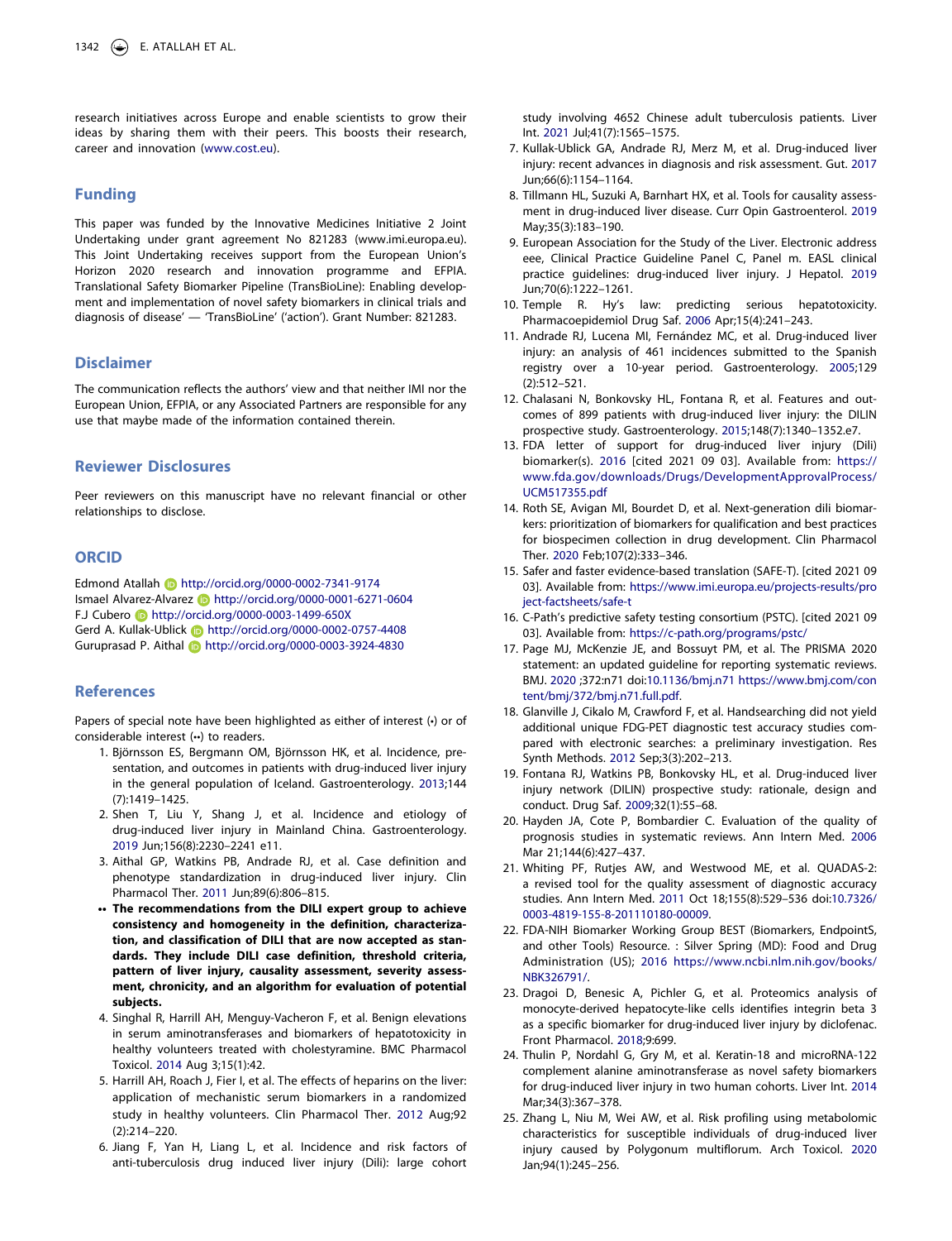research initiatives across Europe and enable scientists to grow their ideas by sharing them with their peers. This boosts their research, career and innovation (www.cost.eu).

## Funding

This paper was funded by the Innovative Medicines Initiative 2 Joint Undertaking under grant agreement No 821283 (www.imi.europa.eu). This Joint Undertaking receives support from the European Union's Horizon 2020 research and innovation programme and EFPIA. Translational Safety Biomarker Pipeline (TransBioLine): Enabling development and implementation of novel safety biomarkers in clinical trials and diagnosis of disease' — 'TransBioLine' ('action'). Grant Number: 821283.

## Disclaimer

The communication reflects the authors' view and that neither IMI nor the European Union, EFPIA, or any Associated Partners are responsible for any use that maybe made of the information contained therein.

## Reviewer Disclosures

Peer reviewers on this manuscript have no relevant financial or other relationships to disclose.

## ORCID

Edmond Atallah http://orcid.org/0000-0002-7341-9174
Ismael Alvarez-Alvarez http://orcid.org/0000-0001-6271-0604
F.J Cubero http://orcid.org/0000-0003-1499-650X
Gerd A. Kullak-Ublick http://orcid.org/0000-0002-0757-4408
Guruprasad P. Aithal http://orcid.org/0000-0003-3924-4830

## References

Papers of special note have been highlighted as either of interest (•) or of considerable interest (••) to readers.

1. Björnsson ES, Bergmann OM, Björnsson HK, et al. Incidence, presentation, and outcomes in patients with drug-induced liver injury in the general population of Iceland. Gastroenterology. 2013;144 (7):1419–1425.
2. Shen T, Liu Y, Shang J, et al. Incidence and etiology of drug-induced liver injury in Mainland China. Gastroenterology. 2019 Jun;156(8):2230–2241 e11.
3. Aithal GP, Watkins PB, Andrade RJ, et al. Case definition and phenotype standardization in drug-induced liver injury. Clin Pharmacol Ther. 2011 Jun;89(6):806–815.
   •• **The recommendations from the DILI expert group to achieve consistency and homogeneity in the definition, characterization, and classification of DILI that are now accepted as standards. They include DILI case definition, threshold criteria, pattern of liver injury, causality assessment, severity assessment, chronicity, and an algorithm for evaluation of potential subjects.**
4. Singhal R, Harrill AH, Menguy-Vacheron F, et al. Benign elevations in serum aminotransferases and biomarkers of hepatotoxicity in healthy volunteers treated with cholestyramine. BMC Pharmacol Toxicol. 2014 Aug 3;15(1):42.
5. Harrill AH, Roach J, Fier I, et al. The effects of heparins on the liver: application of mechanistic serum biomarkers in a randomized study in healthy volunteers. Clin Pharmacol Ther. 2012 Aug;92 (2):214–220.
6. Jiang F, Yan H, Liang L, et al. Incidence and risk factors of anti-tuberculosis drug induced liver injury (Dili): large cohort study involving 4652 Chinese adult tuberculosis patients. Liver Int. 2021 Jul;41(7):1565–1575.
7. Kullak-Ublick GA, Andrade RJ, Merz M, et al. Drug-induced liver injury: recent advances in diagnosis and risk assessment. Gut. 2017 Jun;66(6):1154–1164.
8. Tillmann HL, Suzuki A, Barnhart HX, et al. Tools for causality assessment in drug-induced liver disease. Curr Opin Gastroenterol. 2019 May;35(3):183–190.
9. European Association for the Study of the Liver. Electronic address eee, Clinical Practice Guideline Panel C, Panel m. EASL clinical practice guidelines: drug-induced liver injury. J Hepatol. 2019 Jun;70(6):1222–1261.
10. Temple R. Hy's law: predicting serious hepatotoxicity. Pharmacoepidemiol Drug Saf. 2006 Apr;15(4):241–243.
11. Andrade RJ, Lucena MI, Fernández MC, et al. Drug-induced liver injury: an analysis of 461 incidences submitted to the Spanish registry over a 10-year period. Gastroenterology. 2005;129 (2):512–521.
12. Chalasani N, Bonkovsky HL, Fontana R, et al. Features and outcomes of 899 patients with drug-induced liver injury: the DILIN prospective study. Gastroenterology. 2015;148(7):1340–1352.e7.
13. FDA letter of support for drug-induced liver injury (Dili) biomarker(s). 2016 [cited 2021 09 03]. Available from: https://www.fda.gov/downloads/Drugs/DevelopmentApprovalProcess/UCM517355.pdf
14. Roth SE, Avigan MI, Bourdet D, et al. Next-generation dili biomarkers: prioritization of biomarkers for qualification and best practices for biospecimen collection in drug development. Clin Pharmacol Ther. 2020 Feb;107(2):333–346.
15. Safer and faster evidence-based translation (SAFE-T). [cited 2021 09 03]. Available from: https://www.imi.europa.eu/projects-results/project-factsheets/safe-t
16. C-Path's predictive safety testing consortium (PSTC). [cited 2021 09 03]. Available from: https://c-path.org/programs/pstc/
17. Page MJ, McKenzie JE, and Bossuyt PM, et al. The PRISMA 2020 statement: an updated guideline for reporting systematic reviews. BMJ. 2020 ;372:n71 doi:10.1136/bmj.n71 https://www.bmj.com/content/bmj/372/bmj.n71.full.pdf.
18. Glanville J, Cikalo M, Crawford F, et al. Handsearching did not yield additional unique FDG-PET diagnostic test accuracy studies compared with electronic searches: a preliminary investigation. Res Synth Methods. 2012 Sep;3(3):202–213.
19. Fontana RJ, Watkins PB, Bonkovsky HL, et al. Drug-induced liver injury network (DILIN) prospective study: rationale, design and conduct. Drug Saf. 2009;32(1):55–68.
20. Hayden JA, Cote P, Bombardier C. Evaluation of the quality of prognosis studies in systematic reviews. Ann Intern Med. 2006 Mar 21;144(6):427–437.
21. Whiting PF, Rutjes AW, and Westwood ME, et al. QUADAS-2: a revised tool for the quality assessment of diagnostic accuracy studies. Ann Intern Med. 2011 Oct 18;155(8):529–536 doi:10.7326/0003-4819-155-8-201110180-00009.
22. FDA-NIH Biomarker Working Group BEST (Biomarkers, EndpointS, and other Tools) Resource. : Silver Spring (MD): Food and Drug Administration (US); 2016 https://www.ncbi.nlm.nih.gov/books/NBK326791/.
23. Dragoi D, Benesic A, Pichler G, et al. Proteomics analysis of monocyte-derived hepatocyte-like cells identifies integrin beta 3 as a specific biomarker for drug-induced liver injury by diclofenac. Front Pharmacol. 2018;9:699.
24. Thulin P, Nordahl G, Gry M, et al. Keratin-18 and microRNA-122 complement alanine aminotransferase as novel safety biomarkers for drug-induced liver injury in two human cohorts. Liver Int. 2014 Mar;34(3):367–378.
25. Zhang L, Niu M, Wei AW, et al. Risk profiling using metabolomic characteristics for susceptible individuals of drug-induced liver injury caused by Polygonum multiflorum. Arch Toxicol. 2020 Jan;94(1):245–256.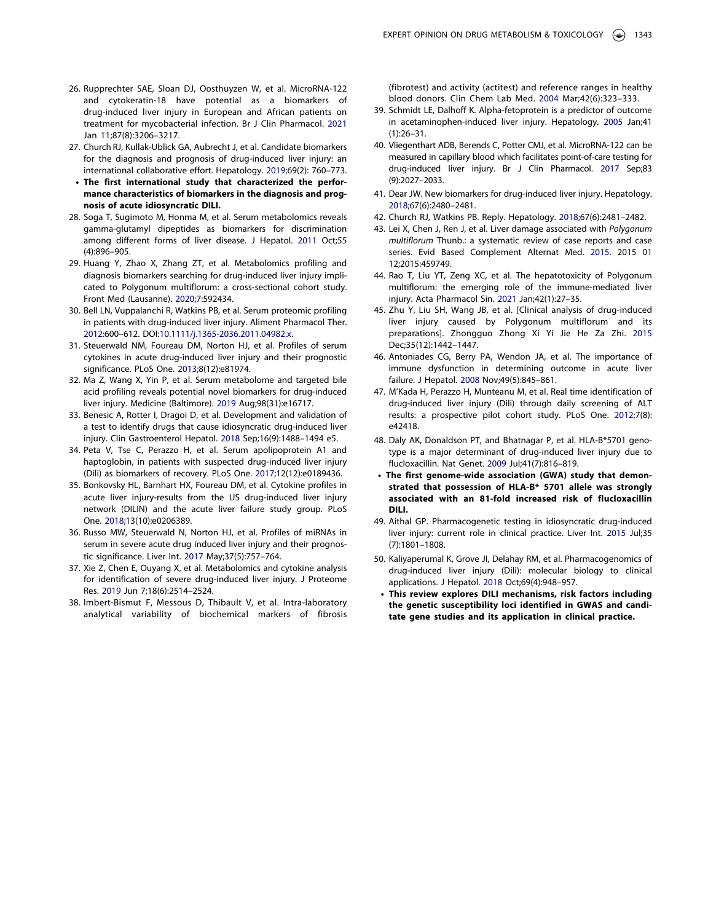26. Rupprechter SAE, Sloan DJ, Oosthuyzen W, et al. MicroRNA-122 and cytokeratin-18 have potential as a biomarkers of drug-induced liver injury in European and African patients on treatment for mycobacterial infection. Br J Clin Pharmacol. 2021 Jan 11;87(8):3206–3217.
27. Church RJ, Kullak-Ublick GA, Aubrecht J, et al. Candidate biomarkers for the diagnosis and prognosis of drug-induced liver injury: an international collaborative effort. Hepatology. 2019;69(2): 760–773.
    - **The first international study that characterized the performance characteristics of biomarkers in the diagnosis and prognosis of acute idiosyncratic DILI.**
28. Soga T, Sugimoto M, Honma M, et al. Serum metabolomics reveals gamma-glutamyl dipeptides as biomarkers for discrimination among different forms of liver disease. J Hepatol. 2011 Oct;55 (4):896–905.
29. Huang Y, Zhao X, Zhang ZT, et al. Metabolomics profiling and diagnosis biomarkers searching for drug-induced liver injury implicated to Polygonum multiflorum: a cross-sectional cohort study. Front Med (Lausanne). 2020;7:592434.
30. Bell LN, Vuppalanchi R, Watkins PB, et al. Serum proteomic profiling in patients with drug-induced liver injury. Aliment Pharmacol Ther. 2012:600–612. DOI:10.1111/j.1365-2036.2011.04982.x.
31. Steuerwald NM, Foureau DM, Norton HJ, et al. Profiles of serum cytokines in acute drug-induced liver injury and their prognostic significance. PLoS One. 2013;8(12):e81974.
32. Ma Z, Wang X, Yin P, et al. Serum metabolome and targeted bile acid profiling reveals potential novel biomarkers for drug-induced liver injury. Medicine (Baltimore). 2019 Aug;98(31):e16717.
33. Benesic A, Rotter I, Dragoi D, et al. Development and validation of a test to identify drugs that cause idiosyncratic drug-induced liver injury. Clin Gastroenterol Hepatol. 2018 Sep;16(9):1488–1494 e5.
34. Peta V, Tse C, Perazzo H, et al. Serum apolipoprotein A1 and haptoglobin, in patients with suspected drug-induced liver injury (Dili) as biomarkers of recovery. PLoS One. 2017;12(12):e0189436.
35. Bonkovsky HL, Barnhart HX, Foureau DM, et al. Cytokine profiles in acute liver injury-results from the US drug-induced liver injury network (DILIN) and the acute liver failure study group. PLoS One. 2018;13(10):e0206389.
36. Russo MW, Steuerwald N, Norton HJ, et al. Profiles of miRNAs in serum in severe acute drug induced liver injury and their prognostic significance. Liver Int. 2017 May;37(5):757–764.
37. Xie Z, Chen E, Ouyang X, et al. Metabolomics and cytokine analysis for identification of severe drug-induced liver injury. J Proteome Res. 2019 Jun 7;18(6):2514–2524.
38. Imbert-Bismut F, Messous D, Thibault V, et al. Intra-laboratory analytical variability of biochemical markers of fibrosis (fibrotest) and activity (actitest) and reference ranges in healthy blood donors. Clin Chem Lab Med. 2004 Mar;42(6):323–333.
39. Schmidt LE, Dalhoff K. Alpha-fetoprotein is a predictor of outcome in acetaminophen-induced liver injury. Hepatology. 2005 Jan;41 (1):26–31.
40. Vliegenthart ADB, Berends C, Potter CMJ, et al. MicroRNA-122 can be measured in capillary blood which facilitates point-of-care testing for drug-induced liver injury. Br J Clin Pharmacol. 2017 Sep;83 (9):2027–2033.
41. Dear JW. New biomarkers for drug-induced liver injury. Hepatology. 2018;67(6):2480–2481.
42. Church RJ, Watkins PB. Reply. Hepatology. 2018;67(6):2481–2482.
43. Lei X, Chen J, Ren J, et al. Liver damage associated with *Polygonum multiflorum* Thunb.: a systematic review of case reports and case series. Evid Based Complement Alternat Med. 2015. 2015 01 12;2015:459749.
44. Rao T, Liu YT, Zeng XC, et al. The hepatotoxicity of Polygonum multiflorum: the emerging role of the immune-mediated liver injury. Acta Pharmacol Sin. 2021 Jan;42(1):27–35.
45. Zhu Y, Liu SH, Wang JB, et al. [Clinical analysis of drug-induced liver injury caused by Polygonum multiflorum and its preparations]. Zhongguo Zhong Xi Yi Jie He Za Zhi. 2015 Dec;35(12):1442–1447.
46. Antoniades CG, Berry PA, Wendon JA, et al. The importance of immune dysfunction in determining outcome in acute liver failure. J Hepatol. 2008 Nov;49(5):845–861.
47. M'Kada H, Perazzo H, Munteanu M, et al. Real time identification of drug-induced liver injury (Dili) through daily screening of ALT results: a prospective pilot cohort study. PLoS One. 2012;7(8): e42418.
48. Daly AK, Donaldson PT, and Bhatnagar P, et al. HLA-B*5701 genotype is a major determinant of drug-induced liver injury due to flucloxacillin. Nat Genet. 2009 Jul;41(7):816–819.
    - **The first genome-wide association (GWA) study that demonstrated that possession of HLA-B* 5701 allele was strongly associated with an 81-fold increased risk of flucloxacillin DILI.**
49. Aithal GP. Pharmacogenetic testing in idiosyncratic drug-induced liver injury: current role in clinical practice. Liver Int. 2015 Jul;35 (7):1801–1808.
50. Kaliyaperumal K, Grove JI, Delahay RM, et al. Pharmacogenomics of drug-induced liver injury (Dili): molecular biology to clinical applications. J Hepatol. 2018 Oct;69(4):948–957.
    - **This review explores DILI mechanisms, risk factors including the genetic susceptibility loci identified in GWAS and candidate gene studies and its application in clinical practice.**